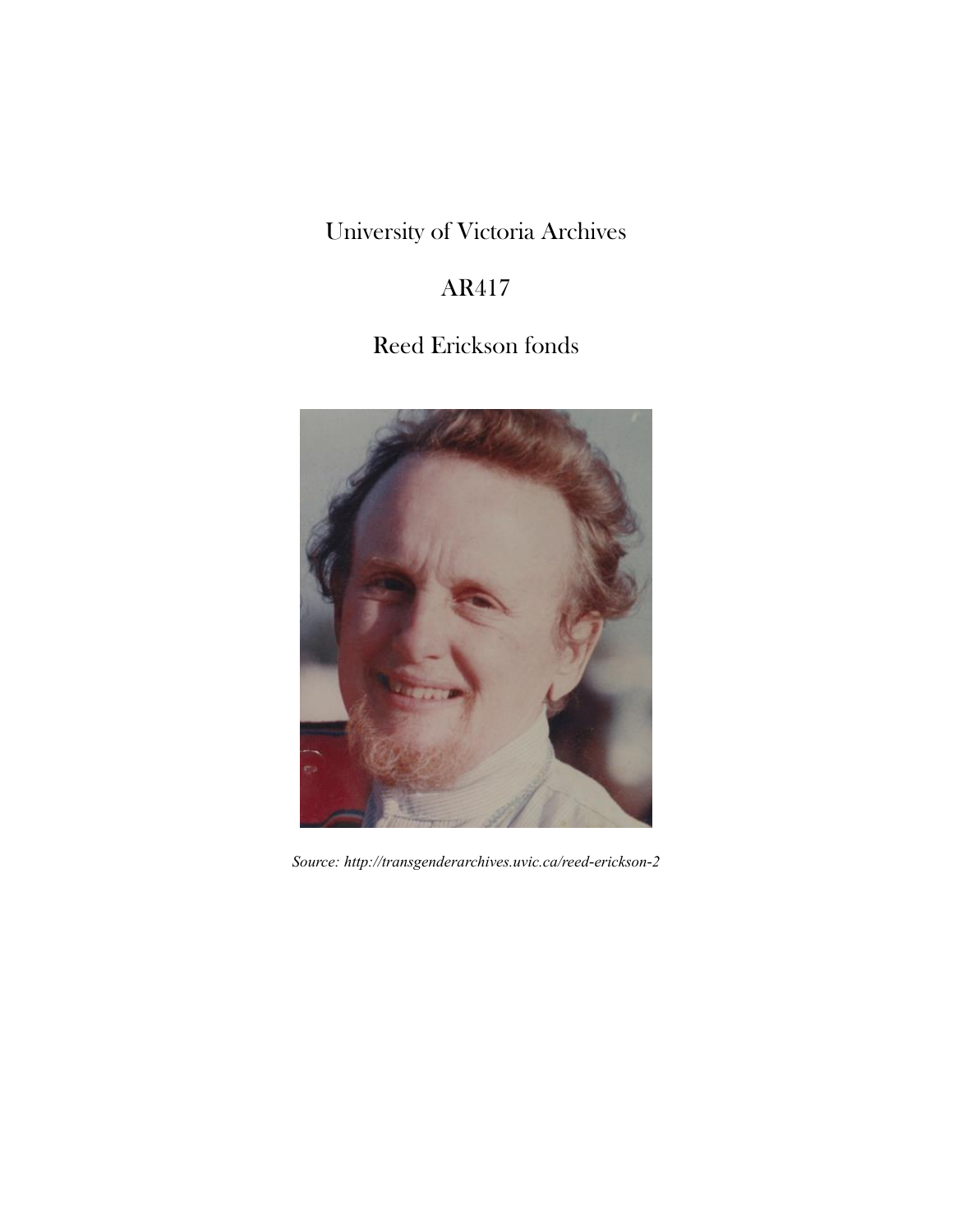University of Victoria Archives

AR417

Reed Erickson fonds

*Source: http://transgenderarchives.uvic.ca/reed-erickson-2*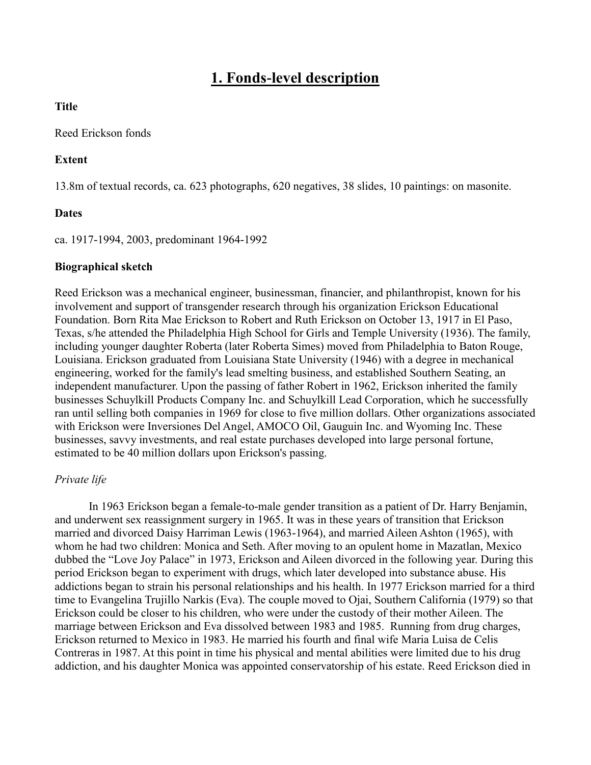# 1. Fonds-level description

**Title**

Reed Erickson fonds

**Extent**

13.8m of textual records, ca. 623 photographs, 620 negatives, 38 slides, 10 paintings: on masonite.

**Dates**

ca. 1917-1994, 2003, predominant 1964-1992

**Biographical sketch**

Reed Erickson was a mechanical engineer, businessman, financier, and philanthropist, known for his involvement and support of transgender research through his organization Erickson Educational Foundation. Born Rita Mae Erickson to Robert and Ruth Erickson on October 13, 1917 in El Paso, Texas, s/he attended the Philadelphia High School for Girls and Temple University (1936). The family, including younger daughter Roberta (later Roberta Simes) moved from Philadelphia to Baton Rouge, Louisiana. Erickson graduated from Louisiana State University (1946) with a degree in mechanical engineering, worked for the family's lead smelting business, and established Southern Seating, an independent manufacturer. Upon the passing of father Robert in 1962, Erickson inherited the family businesses Schuylkill Products Company Inc. and Schuylkill Lead Corporation, which he successfully ran until selling both companies in 1969 for close to five million dollars. Other organizations associated with Erickson were Inversiones Del Angel, AMOCO Oil, Gauguin Inc. and Wyoming Inc. These businesses, savvy investments, and real estate purchases developed into large personal fortune, estimated to be 40 million dollars upon Erickson's passing.

*Private life*

In 1963 Erickson began a female-to-male gender transition as a patient of Dr. Harry Benjamin, and underwent sex reassignment surgery in 1965. It was in these years of transition that Erickson married and divorced Daisy Harriman Lewis (1963-1964), and married Aileen Ashton (1965), with whom he had two children: Monica and Seth. After moving to an opulent home in Mazatlan, Mexico dubbed the "Love Joy Palace" in 1973, Erickson and Aileen divorced in the following year. During this period Erickson began to experiment with drugs, which later developed into substance abuse. His addictions began to strain his personal relationships and his health. In 1977 Erickson married for a third time to Evangelina Trujillo Narkis (Eva). The couple moved to Ojai, Southern California (1979) so that Erickson could be closer to his children, who were under the custody of their mother Aileen. The marriage between Erickson and Eva dissolved between 1983 and 1985. Running from drug charges, Erickson returned to Mexico in 1983. He married his fourth and final wife Maria Luisa de Celis Contreras in 1987. At this point in time his physical and mental abilities were limited due to his drug addiction, and his daughter Monica was appointed conservatorship of his estate. Reed Erickson died in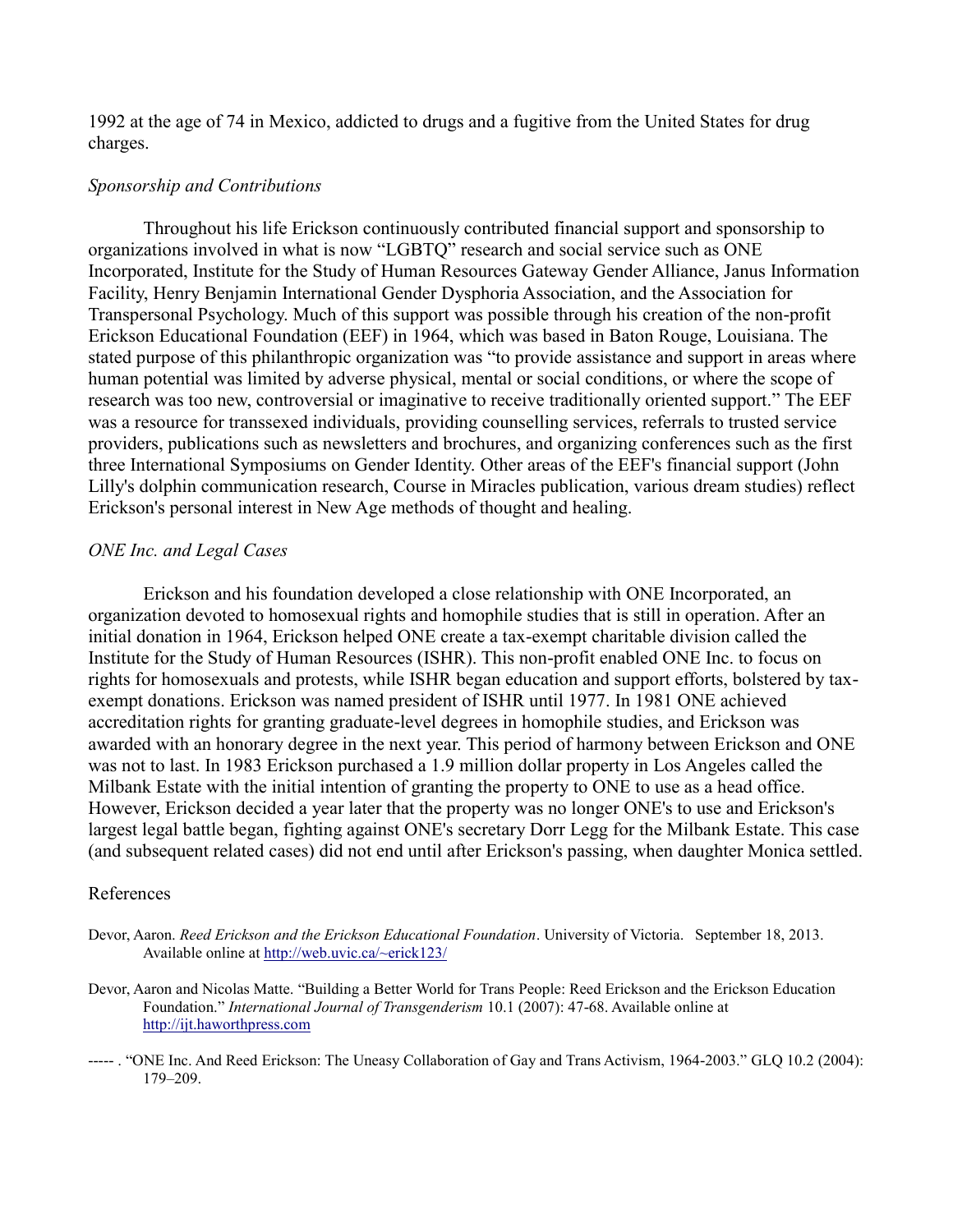1992 at the age of 74 in Mexico, addicted to drugs and a fugitive from the United States for drug charges.

*Sponsorship and Contributions*

Throughout his life Erickson continuously contributed financial support and sponsorship to organizations involved in what is now "LGBTQ" research and social service such as ONE Incorporated, Institute for the Study of Human Resources Gateway Gender Alliance, Janus Information Facility, Henry Benjamin International Gender Dysphoria Association, and the Association for Transpersonal Psychology. Much of this support was possible through his creation of the non-profit Erickson Educational Foundation (EEF) in 1964, which was based in Baton Rouge, Louisiana. The stated purpose of this philanthropic organization was "to provide assistance and support in areas where human potential was limited by adverse physical, mental or social conditions, or where the scope of research was too new, controversial or imaginative to receive traditionally oriented support." The EEF was a resource for transsexed individuals, providing counselling services, referrals to trusted service providers, publications such as newsletters and brochures, and organizing conferences such as the first three International Symposiums on Gender Identity. Other areas of the EEF's financial support (John Lilly's dolphin communication research, Course in Miracles publication, various dream studies) reflect Erickson's personal interest in New Age methods of thought and healing.

*ONE Inc. and Legal Cases*

Erickson and his foundation developed a close relationship with ONE Incorporated, an organization devoted to homosexual rights and homophile studies that is still in operation. After an initial donation in 1964, Erickson helped ONE create a tax-exempt charitable division called the Institute for the Study of Human Resources (ISHR). This non-profit enabled ONE Inc. to focus on rights for homosexuals and protests, while ISHR began education and support efforts, bolstered by tax-exempt donations. Erickson was named president of ISHR until 1977. In 1981 ONE achieved accreditation rights for granting graduate-level degrees in homophile studies, and Erickson was awarded with an honorary degree in the next year. This period of harmony between Erickson and ONE was not to last. In 1983 Erickson purchased a 1.9 million dollar property in Los Angeles called the Milbank Estate with the initial intention of granting the property to ONE to use as a head office. However, Erickson decided a year later that the property was no longer ONE's to use and Erickson's largest legal battle began, fighting against ONE's secretary Dorr Legg for the Milbank Estate. This case (and subsequent related cases) did not end until after Erickson's passing, when daughter Monica settled.

References

Devor, Aaron. *Reed Erickson and the Erickson Educational Foundation*. University of Victoria. September 18, 2013. Available online at http://web.uvic.ca/~erick123/

Devor, Aaron and Nicolas Matte. "Building a Better World for Trans People: Reed Erickson and the Erickson Education Foundation." *International Journal of Transgenderism* 10.1 (2007): 47-68. Available online at http://ijt.haworthpress.com

----- . "ONE Inc. And Reed Erickson: The Uneasy Collaboration of Gay and Trans Activism, 1964-2003." GLQ 10.2 (2004): 179–209.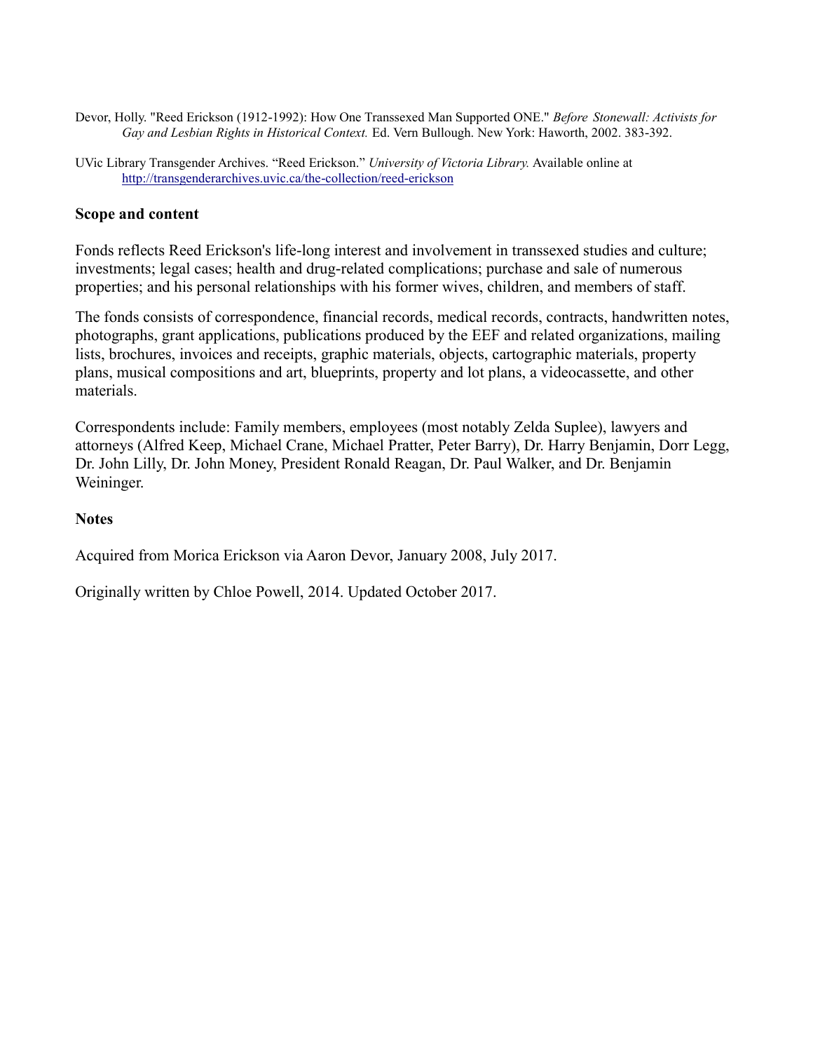Devor, Holly. "Reed Erickson (1912-1992): How One Transsexed Man Supported ONE." *Before Stonewall: Activists for Gay and Lesbian Rights in Historical Context.* Ed. Vern Bullough. New York: Haworth, 2002. 383-392.

UVic Library Transgender Archives. "Reed Erickson." *University of Victoria Library.* Available online at http://transgenderarchives.uvic.ca/the-collection/reed-erickson

### Scope and content

Fonds reflects Reed Erickson's life-long interest and involvement in transsexed studies and culture; investments; legal cases; health and drug-related complications; purchase and sale of numerous properties; and his personal relationships with his former wives, children, and members of staff.

The fonds consists of correspondence, financial records, medical records, contracts, handwritten notes, photographs, grant applications, publications produced by the EEF and related organizations, mailing lists, brochures, invoices and receipts, graphic materials, objects, cartographic materials, property plans, musical compositions and art, blueprints, property and lot plans, a videocassette, and other materials.

Correspondents include: Family members, employees (most notably Zelda Suplee), lawyers and attorneys (Alfred Keep, Michael Crane, Michael Pratter, Peter Barry), Dr. Harry Benjamin, Dorr Legg, Dr. John Lilly, Dr. John Money, President Ronald Reagan, Dr. Paul Walker, and Dr. Benjamin Weininger.

### Notes

Acquired from Morica Erickson via Aaron Devor, January 2008, July 2017.

Originally written by Chloe Powell, 2014. Updated October 2017.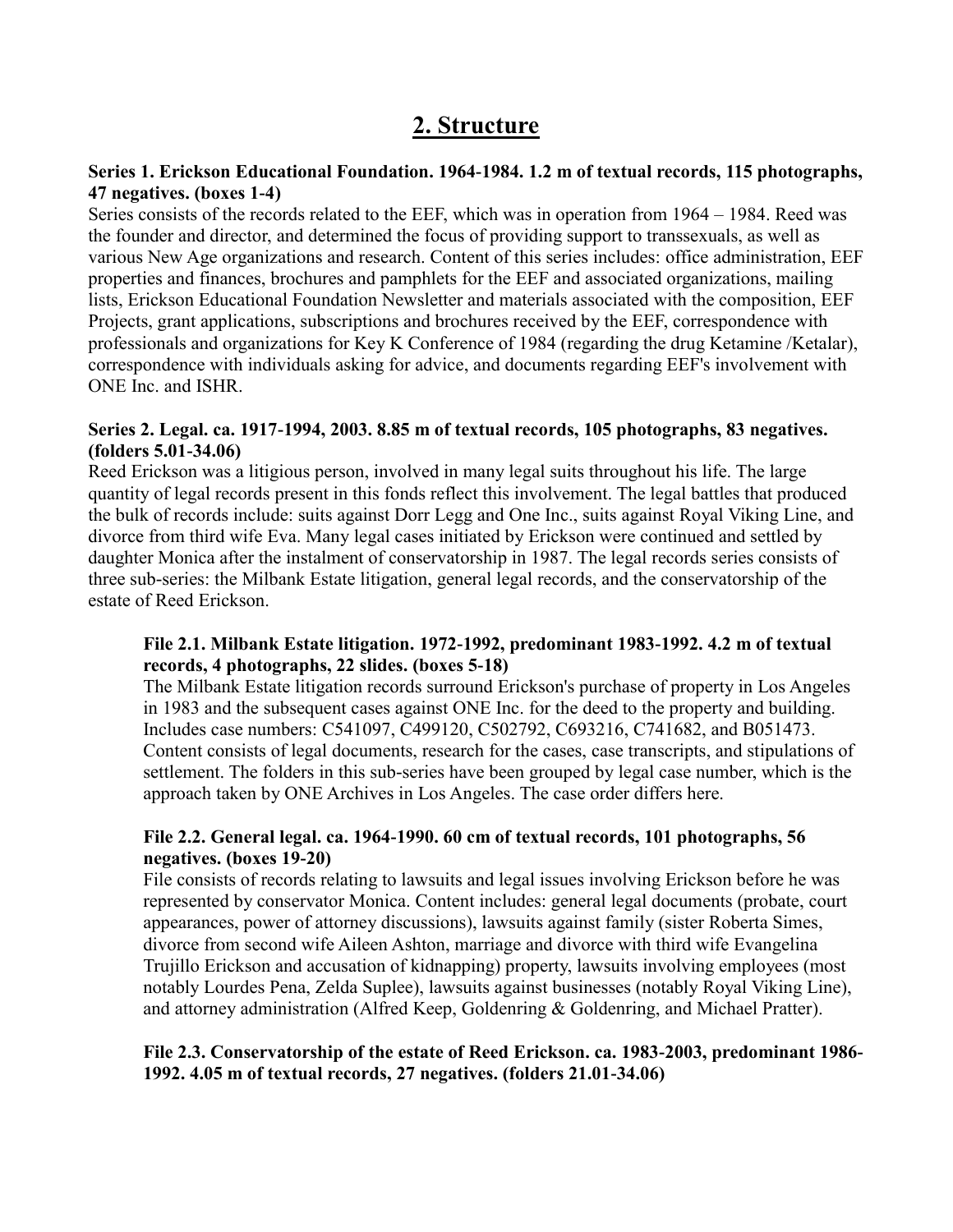## 2. Structure

**Series 1. Erickson Educational Foundation. 1964-1984. 1.2 m of textual records, 115 photographs, 47 negatives. (boxes 1-4)**

Series consists of the records related to the EEF, which was in operation from 1964 – 1984. Reed was the founder and director, and determined the focus of providing support to transsexuals, as well as various New Age organizations and research. Content of this series includes: office administration, EEF properties and finances, brochures and pamphlets for the EEF and associated organizations, mailing lists, Erickson Educational Foundation Newsletter and materials associated with the composition, EEF Projects, grant applications, subscriptions and brochures received by the EEF, correspondence with professionals and organizations for Key K Conference of 1984 (regarding the drug Ketamine /Ketalar), correspondence with individuals asking for advice, and documents regarding EEF's involvement with ONE Inc. and ISHR.

**Series 2. Legal. ca. 1917-1994, 2003. 8.85 m of textual records, 105 photographs, 83 negatives. (folders 5.01-34.06)**

Reed Erickson was a litigious person, involved in many legal suits throughout his life. The large quantity of legal records present in this fonds reflect this involvement. The legal battles that produced the bulk of records include: suits against Dorr Legg and One Inc., suits against Royal Viking Line, and divorce from third wife Eva. Many legal cases initiated by Erickson were continued and settled by daughter Monica after the instalment of conservatorship in 1987. The legal records series consists of three sub-series: the Milbank Estate litigation, general legal records, and the conservatorship of the estate of Reed Erickson.

**File 2.1. Milbank Estate litigation. 1972-1992, predominant 1983-1992. 4.2 m of textual records, 4 photographs, 22 slides. (boxes 5-18)**

The Milbank Estate litigation records surround Erickson's purchase of property in Los Angeles in 1983 and the subsequent cases against ONE Inc. for the deed to the property and building. Includes case numbers: C541097, C499120, C502792, C693216, C741682, and B051473. Content consists of legal documents, research for the cases, case transcripts, and stipulations of settlement. The folders in this sub-series have been grouped by legal case number, which is the approach taken by ONE Archives in Los Angeles. The case order differs here.

**File 2.2. General legal. ca. 1964-1990. 60 cm of textual records, 101 photographs, 56 negatives. (boxes 19-20)**

File consists of records relating to lawsuits and legal issues involving Erickson before he was represented by conservator Monica. Content includes: general legal documents (probate, court appearances, power of attorney discussions), lawsuits against family (sister Roberta Simes, divorce from second wife Aileen Ashton, marriage and divorce with third wife Evangelina Trujillo Erickson and accusation of kidnapping) property, lawsuits involving employees (most notably Lourdes Pena, Zelda Suplee), lawsuits against businesses (notably Royal Viking Line), and attorney administration (Alfred Keep, Goldenring & Goldenring, and Michael Pratter).

**File 2.3. Conservatorship of the estate of Reed Erickson. ca. 1983-2003, predominant 1986-1992. 4.05 m of textual records, 27 negatives. (folders 21.01-34.06)**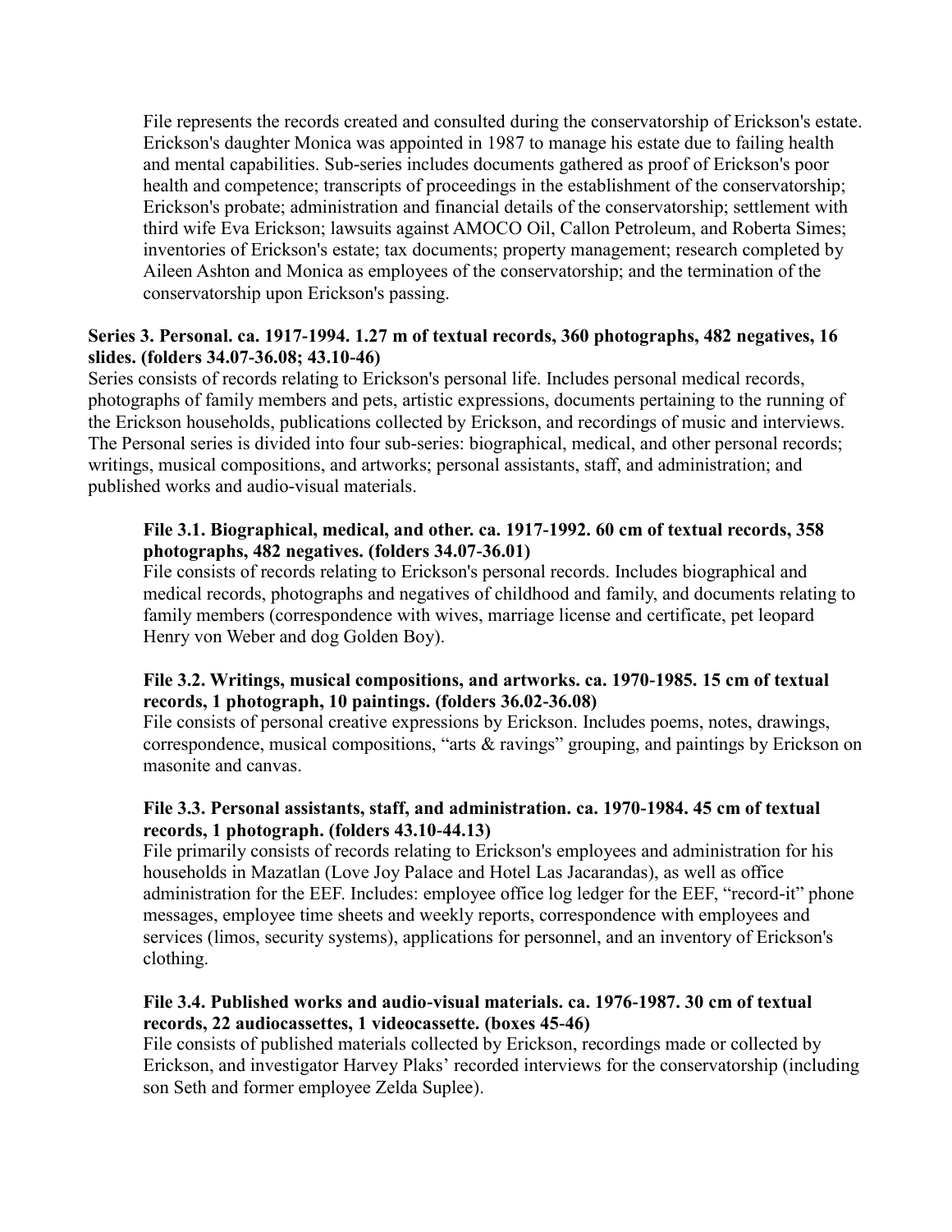File represents the records created and consulted during the conservatorship of Erickson's estate. Erickson's daughter Monica was appointed in 1987 to manage his estate due to failing health and mental capabilities. Sub-series includes documents gathered as proof of Erickson's poor health and competence; transcripts of proceedings in the establishment of the conservatorship; Erickson's probate; administration and financial details of the conservatorship; settlement with third wife Eva Erickson; lawsuits against AMOCO Oil, Callon Petroleum, and Roberta Simes; inventories of Erickson's estate; tax documents; property management; research completed by Aileen Ashton and Monica as employees of the conservatorship; and the termination of the conservatorship upon Erickson's passing.

**Series 3. Personal. ca. 1917-1994. 1.27 m of textual records, 360 photographs, 482 negatives, 16 slides. (folders 34.07-36.08; 43.10-46)**

Series consists of records relating to Erickson's personal life. Includes personal medical records, photographs of family members and pets, artistic expressions, documents pertaining to the running of the Erickson households, publications collected by Erickson, and recordings of music and interviews. The Personal series is divided into four sub-series: biographical, medical, and other personal records; writings, musical compositions, and artworks; personal assistants, staff, and administration; and published works and audio-visual materials.

**File 3.1. Biographical, medical, and other. ca. 1917-1992. 60 cm of textual records, 358 photographs, 482 negatives. (folders 34.07-36.01)**

File consists of records relating to Erickson's personal records. Includes biographical and medical records, photographs and negatives of childhood and family, and documents relating to family members (correspondence with wives, marriage license and certificate, pet leopard Henry von Weber and dog Golden Boy).

**File 3.2. Writings, musical compositions, and artworks. ca. 1970-1985. 15 cm of textual records, 1 photograph, 10 paintings. (folders 36.02-36.08)**

File consists of personal creative expressions by Erickson. Includes poems, notes, drawings, correspondence, musical compositions, "arts & ravings" grouping, and paintings by Erickson on masonite and canvas.

**File 3.3. Personal assistants, staff, and administration. ca. 1970-1984. 45 cm of textual records, 1 photograph. (folders 43.10-44.13)**

File primarily consists of records relating to Erickson's employees and administration for his households in Mazatlan (Love Joy Palace and Hotel Las Jacarandas), as well as office administration for the EEF. Includes: employee office log ledger for the EEF, "record-it" phone messages, employee time sheets and weekly reports, correspondence with employees and services (limos, security systems), applications for personnel, and an inventory of Erickson's clothing.

**File 3.4. Published works and audio-visual materials. ca. 1976-1987. 30 cm of textual records, 22 audiocassettes, 1 videocassette. (boxes 45-46)**

File consists of published materials collected by Erickson, recordings made or collected by Erickson, and investigator Harvey Plaks' recorded interviews for the conservatorship (including son Seth and former employee Zelda Suplee).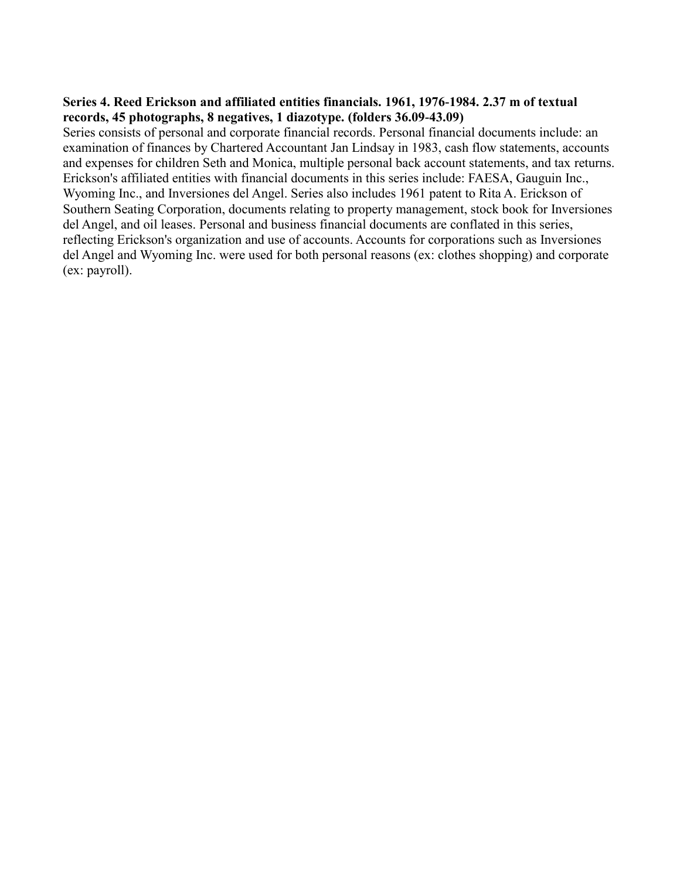**Series 4. Reed Erickson and affiliated entities financials. 1961, 1976-1984. 2.37 m of textual records, 45 photographs, 8 negatives, 1 diazotype. (folders 36.09-43.09)**

Series consists of personal and corporate financial records. Personal financial documents include: an examination of finances by Chartered Accountant Jan Lindsay in 1983, cash flow statements, accounts and expenses for children Seth and Monica, multiple personal back account statements, and tax returns. Erickson's affiliated entities with financial documents in this series include: FAESA, Gauguin Inc., Wyoming Inc., and Inversiones del Angel. Series also includes 1961 patent to Rita A. Erickson of Southern Seating Corporation, documents relating to property management, stock book for Inversiones del Angel, and oil leases. Personal and business financial documents are conflated in this series, reflecting Erickson's organization and use of accounts. Accounts for corporations such as Inversiones del Angel and Wyoming Inc. were used for both personal reasons (ex: clothes shopping) and corporate (ex: payroll).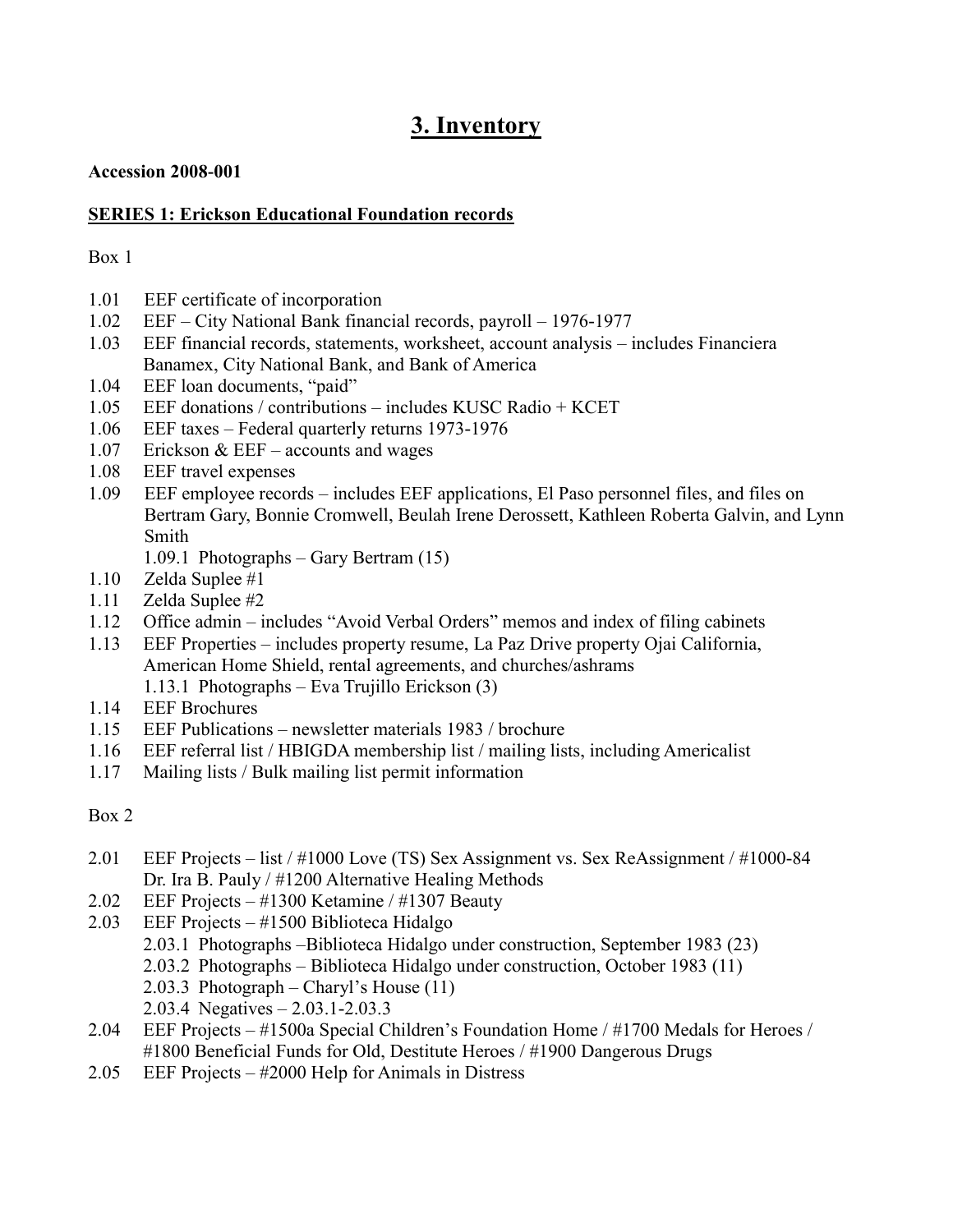# 3. Inventory

**Accession 2008-001**

**SERIES 1: Erickson Educational Foundation records**

Box 1

- 1.01 EEF certificate of incorporation
- 1.02 EEF – City National Bank financial records, payroll – 1976-1977
- 1.03 EEF financial records, statements, worksheet, account analysis – includes Financiera Banamex, City National Bank, and Bank of America
- 1.04 EEF loan documents, "paid"
- 1.05 EEF donations / contributions – includes KUSC Radio + KCET
- 1.06 EEF taxes – Federal quarterly returns 1973-1976
- 1.07 Erickson & EEF – accounts and wages
- 1.08 EEF travel expenses
- 1.09 EEF employee records – includes EEF applications, El Paso personnel files, and files on Bertram Gary, Bonnie Cromwell, Beulah Irene Derossett, Kathleen Roberta Galvin, and Lynn Smith
  - 1.09.1 Photographs – Gary Bertram (15)
- 1.10 Zelda Suplee #1
- 1.11 Zelda Suplee #2
- 1.12 Office admin – includes "Avoid Verbal Orders" memos and index of filing cabinets
- 1.13 EEF Properties – includes property resume, La Paz Drive property Ojai California, American Home Shield, rental agreements, and churches/ashrams
  - 1.13.1 Photographs – Eva Trujillo Erickson (3)
- 1.14 EEF Brochures
- 1.15 EEF Publications – newsletter materials 1983 / brochure
- 1.16 EEF referral list / HBIGDA membership list / mailing lists, including Americalist
- 1.17 Mailing lists / Bulk mailing list permit information

Box 2

- 2.01 EEF Projects – list / #1000 Love (TS) Sex Assignment vs. Sex ReAssignment / #1000-84 Dr. Ira B. Pauly / #1200 Alternative Healing Methods
- 2.02 EEF Projects – #1300 Ketamine / #1307 Beauty
- 2.03 EEF Projects – #1500 Biblioteca Hidalgo
  - 2.03.1 Photographs –Biblioteca Hidalgo under construction, September 1983 (23)
  - 2.03.2 Photographs – Biblioteca Hidalgo under construction, October 1983 (11)
  - 2.03.3 Photograph – Charyl's House (11)
  - 2.03.4 Negatives – 2.03.1-2.03.3
- 2.04 EEF Projects – #1500a Special Children's Foundation Home / #1700 Medals for Heroes / #1800 Beneficial Funds for Old, Destitute Heroes / #1900 Dangerous Drugs
- 2.05 EEF Projects – #2000 Help for Animals in Distress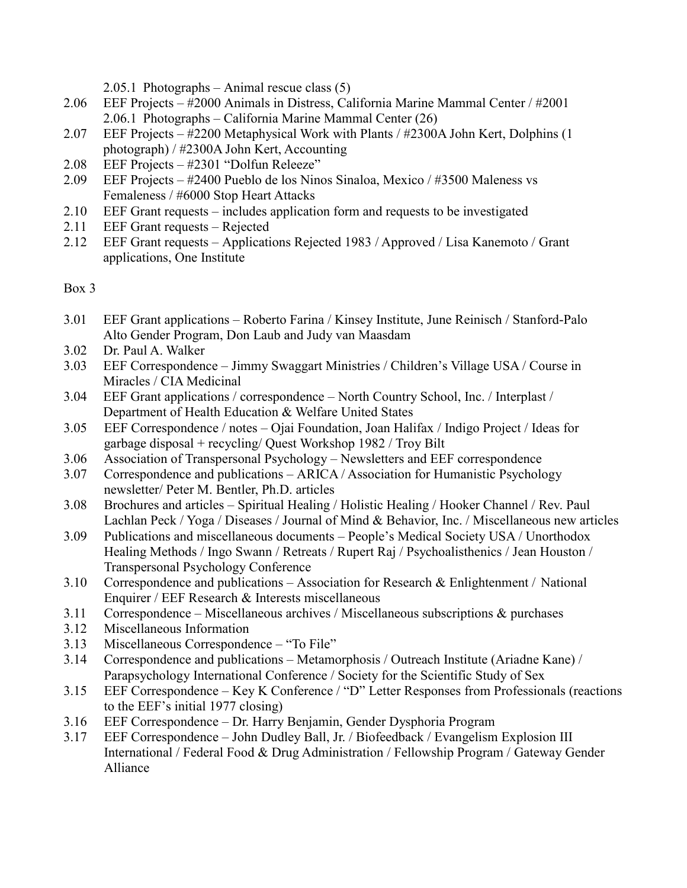2.05.1 Photographs – Animal rescue class (5)

2.06 EEF Projects – #2000 Animals in Distress, California Marine Mammal Center / #2001
 2.06.1 Photographs – California Marine Mammal Center (26)

2.07 EEF Projects – #2200 Metaphysical Work with Plants / #2300A John Kert, Dolphins (1 photograph) / #2300A John Kert, Accounting

2.08 EEF Projects – #2301 "Dolfun Releeze"

2.09 EEF Projects – #2400 Pueblo de los Ninos Sinaloa, Mexico / #3500 Maleness vs Femaleness / #6000 Stop Heart Attacks

2.10 EEF Grant requests – includes application form and requests to be investigated

2.11 EEF Grant requests – Rejected

2.12 EEF Grant requests – Applications Rejected 1983 / Approved / Lisa Kanemoto / Grant applications, One Institute

Box 3

3.01 EEF Grant applications – Roberto Farina / Kinsey Institute, June Reinisch / Stanford-Palo Alto Gender Program, Don Laub and Judy van Maasdam

3.02 Dr. Paul A. Walker

3.03 EEF Correspondence – Jimmy Swaggart Ministries / Children's Village USA / Course in Miracles / CIA Medicinal

3.04 EEF Grant applications / correspondence – North Country School, Inc. / Interplast / Department of Health Education & Welfare United States

3.05 EEF Correspondence / notes – Ojai Foundation, Joan Halifax / Indigo Project / Ideas for garbage disposal + recycling/ Quest Workshop 1982 / Troy Bilt

3.06 Association of Transpersonal Psychology – Newsletters and EEF correspondence

3.07 Correspondence and publications – ARICA / Association for Humanistic Psychology newsletter/ Peter M. Bentler, Ph.D. articles

3.08 Brochures and articles – Spiritual Healing / Holistic Healing / Hooker Channel / Rev. Paul Lachlan Peck / Yoga / Diseases / Journal of Mind & Behavior, Inc. / Miscellaneous new articles

3.09 Publications and miscellaneous documents – People's Medical Society USA / Unorthodox Healing Methods / Ingo Swann / Retreats / Rupert Raj / Psychoalisthenics / Jean Houston / Transpersonal Psychology Conference

3.10 Correspondence and publications – Association for Research & Enlightenment / National Enquirer / EEF Research & Interests miscellaneous

3.11 Correspondence – Miscellaneous archives / Miscellaneous subscriptions & purchases

3.12 Miscellaneous Information

3.13 Miscellaneous Correspondence – "To File"

3.14 Correspondence and publications – Metamorphosis / Outreach Institute (Ariadne Kane) / Parapsychology International Conference / Society for the Scientific Study of Sex

3.15 EEF Correspondence – Key K Conference / "D" Letter Responses from Professionals (reactions to the EEF's initial 1977 closing)

3.16 EEF Correspondence – Dr. Harry Benjamin, Gender Dysphoria Program

3.17 EEF Correspondence – John Dudley Ball, Jr. / Biofeedback / Evangelism Explosion III International / Federal Food & Drug Administration / Fellowship Program / Gateway Gender Alliance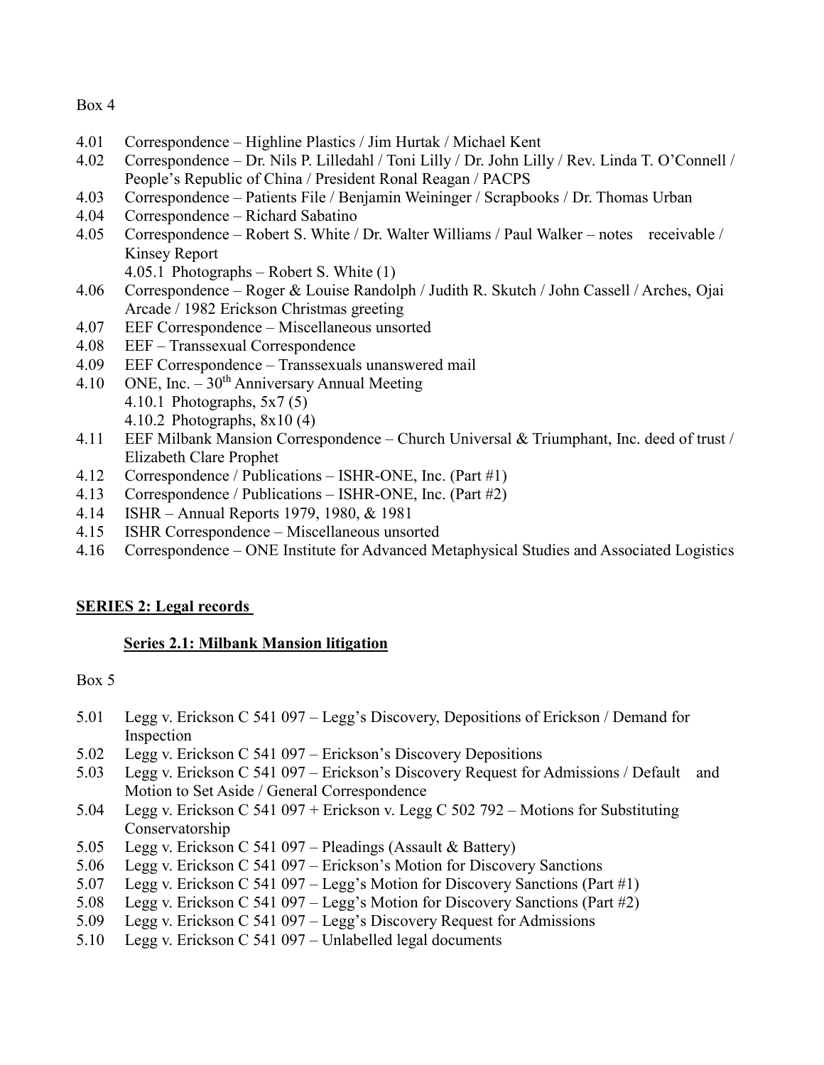Box 4

4.01 Correspondence – Highline Plastics / Jim Hurtak / Michael Kent
4.02 Correspondence – Dr. Nils P. Lilledahl / Toni Lilly / Dr. John Lilly / Rev. Linda T. O'Connell / People's Republic of China / President Ronal Reagan / PACPS
4.03 Correspondence – Patients File / Benjamin Weininger / Scrapbooks / Dr. Thomas Urban
4.04 Correspondence – Richard Sabatino
4.05 Correspondence – Robert S. White / Dr. Walter Williams / Paul Walker – notes receivable / Kinsey Report
 4.05.1 Photographs – Robert S. White (1)
4.06 Correspondence – Roger & Louise Randolph / Judith R. Skutch / John Cassell / Arches, Ojai Arcade / 1982 Erickson Christmas greeting
4.07 EEF Correspondence – Miscellaneous unsorted
4.08 EEF – Transsexual Correspondence
4.09 EEF Correspondence – Transsexuals unanswered mail
4.10 ONE, Inc. – 30th Anniversary Annual Meeting
 4.10.1 Photographs, 5x7 (5)
 4.10.2 Photographs, 8x10 (4)
4.11 EEF Milbank Mansion Correspondence – Church Universal & Triumphant, Inc. deed of trust / Elizabeth Clare Prophet
4.12 Correspondence / Publications – ISHR-ONE, Inc. (Part #1)
4.13 Correspondence / Publications – ISHR-ONE, Inc. (Part #2)
4.14 ISHR – Annual Reports 1979, 1980, & 1981
4.15 ISHR Correspondence – Miscellaneous unsorted
4.16 Correspondence – ONE Institute for Advanced Metaphysical Studies and Associated Logistics

**SERIES 2: Legal records**

**Series 2.1: Milbank Mansion litigation**

Box 5

5.01 Legg v. Erickson C 541 097 – Legg's Discovery, Depositions of Erickson / Demand for Inspection
5.02 Legg v. Erickson C 541 097 – Erickson's Discovery Depositions
5.03 Legg v. Erickson C 541 097 – Erickson's Discovery Request for Admissions / Default and Motion to Set Aside / General Correspondence
5.04 Legg v. Erickson C 541 097 + Erickson v. Legg C 502 792 – Motions for Substituting Conservatorship
5.05 Legg v. Erickson C 541 097 – Pleadings (Assault & Battery)
5.06 Legg v. Erickson C 541 097 – Erickson's Motion for Discovery Sanctions
5.07 Legg v. Erickson C 541 097 – Legg's Motion for Discovery Sanctions (Part #1)
5.08 Legg v. Erickson C 541 097 – Legg's Motion for Discovery Sanctions (Part #2)
5.09 Legg v. Erickson C 541 097 – Legg's Discovery Request for Admissions
5.10 Legg v. Erickson C 541 097 – Unlabelled legal documents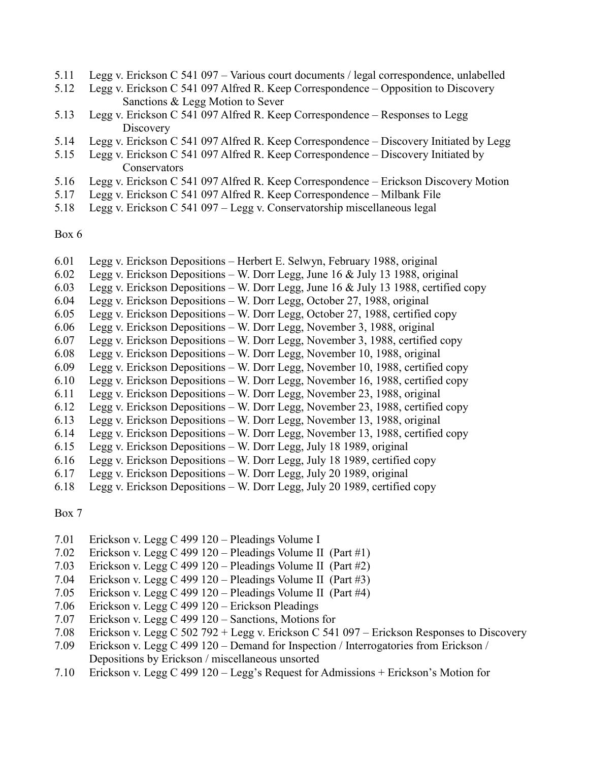5.11 Legg v. Erickson C 541 097 – Various court documents / legal correspondence, unlabelled
5.12 Legg v. Erickson C 541 097 Alfred R. Keep Correspondence – Opposition to Discovery Sanctions & Legg Motion to Sever
5.13 Legg v. Erickson C 541 097 Alfred R. Keep Correspondence – Responses to Legg Discovery
5.14 Legg v. Erickson C 541 097 Alfred R. Keep Correspondence – Discovery Initiated by Legg
5.15 Legg v. Erickson C 541 097 Alfred R. Keep Correspondence – Discovery Initiated by Conservators
5.16 Legg v. Erickson C 541 097 Alfred R. Keep Correspondence – Erickson Discovery Motion
5.17 Legg v. Erickson C 541 097 Alfred R. Keep Correspondence – Milbank File
5.18 Legg v. Erickson C 541 097 – Legg v. Conservatorship miscellaneous legal

Box 6

6.01 Legg v. Erickson Depositions – Herbert E. Selwyn, February 1988, original
6.02 Legg v. Erickson Depositions – W. Dorr Legg, June 16 & July 13 1988, original
6.03 Legg v. Erickson Depositions – W. Dorr Legg, June 16 & July 13 1988, certified copy
6.04 Legg v. Erickson Depositions – W. Dorr Legg, October 27, 1988, original
6.05 Legg v. Erickson Depositions – W. Dorr Legg, October 27, 1988, certified copy
6.06 Legg v. Erickson Depositions – W. Dorr Legg, November 3, 1988, original
6.07 Legg v. Erickson Depositions – W. Dorr Legg, November 3, 1988, certified copy
6.08 Legg v. Erickson Depositions – W. Dorr Legg, November 10, 1988, original
6.09 Legg v. Erickson Depositions – W. Dorr Legg, November 10, 1988, certified copy
6.10 Legg v. Erickson Depositions – W. Dorr Legg, November 16, 1988, certified copy
6.11 Legg v. Erickson Depositions – W. Dorr Legg, November 23, 1988, original
6.12 Legg v. Erickson Depositions – W. Dorr Legg, November 23, 1988, certified copy
6.13 Legg v. Erickson Depositions – W. Dorr Legg, November 13, 1988, original
6.14 Legg v. Erickson Depositions – W. Dorr Legg, November 13, 1988, certified copy
6.15 Legg v. Erickson Depositions – W. Dorr Legg, July 18 1989, original
6.16 Legg v. Erickson Depositions – W. Dorr Legg, July 18 1989, certified copy
6.17 Legg v. Erickson Depositions – W. Dorr Legg, July 20 1989, original
6.18 Legg v. Erickson Depositions – W. Dorr Legg, July 20 1989, certified copy

Box 7

7.01 Erickson v. Legg C 499 120 – Pleadings Volume I
7.02 Erickson v. Legg C 499 120 – Pleadings Volume II (Part #1)
7.03 Erickson v. Legg C 499 120 – Pleadings Volume II (Part #2)
7.04 Erickson v. Legg C 499 120 – Pleadings Volume II (Part #3)
7.05 Erickson v. Legg C 499 120 – Pleadings Volume II (Part #4)
7.06 Erickson v. Legg C 499 120 – Erickson Pleadings
7.07 Erickson v. Legg C 499 120 – Sanctions, Motions for
7.08 Erickson v. Legg C 502 792 + Legg v. Erickson C 541 097 – Erickson Responses to Discovery
7.09 Erickson v. Legg C 499 120 – Demand for Inspection / Interrogatories from Erickson / Depositions by Erickson / miscellaneous unsorted
7.10 Erickson v. Legg C 499 120 – Legg's Request for Admissions + Erickson's Motion for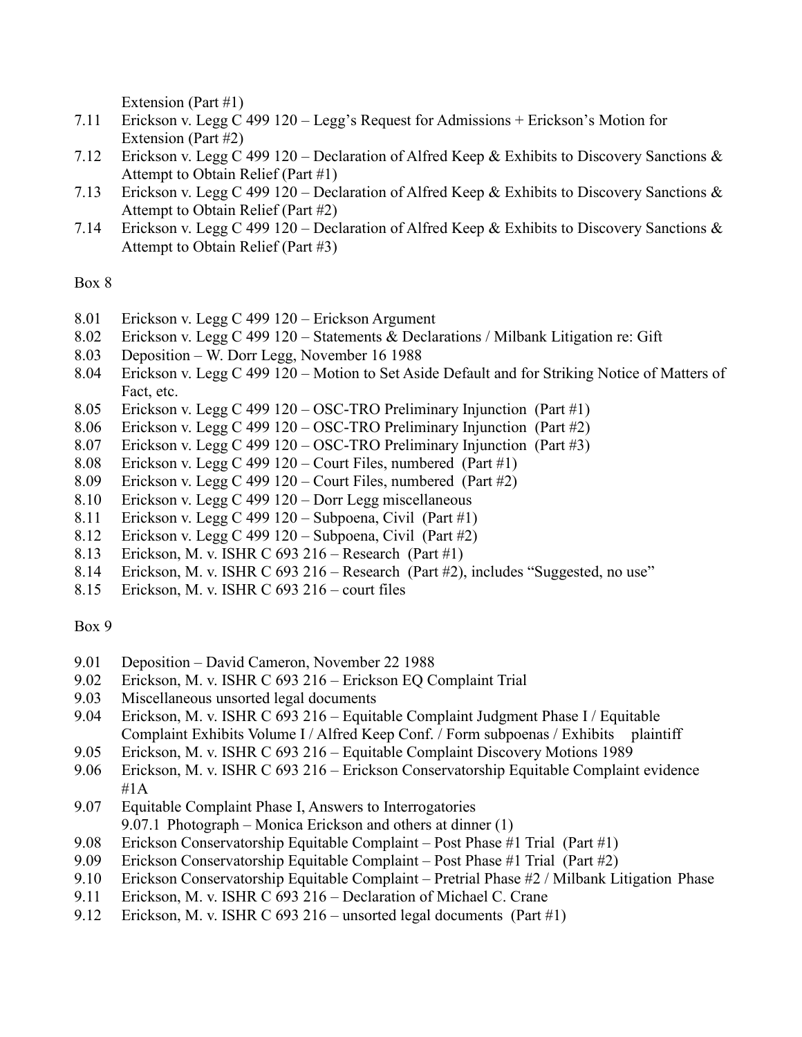Extension (Part #1)

7.11 Erickson v. Legg C 499 120 – Legg's Request for Admissions + Erickson's Motion for Extension (Part #2)

7.12 Erickson v. Legg C 499 120 – Declaration of Alfred Keep & Exhibits to Discovery Sanctions & Attempt to Obtain Relief (Part #1)

7.13 Erickson v. Legg C 499 120 – Declaration of Alfred Keep & Exhibits to Discovery Sanctions & Attempt to Obtain Relief (Part #2)

7.14 Erickson v. Legg C 499 120 – Declaration of Alfred Keep & Exhibits to Discovery Sanctions & Attempt to Obtain Relief (Part #3)

Box 8

8.01 Erickson v. Legg C 499 120 – Erickson Argument

8.02 Erickson v. Legg C 499 120 – Statements & Declarations / Milbank Litigation re: Gift

8.03 Deposition – W. Dorr Legg, November 16 1988

8.04 Erickson v. Legg C 499 120 – Motion to Set Aside Default and for Striking Notice of Matters of Fact, etc.

8.05 Erickson v. Legg C 499 120 – OSC-TRO Preliminary Injunction (Part #1)

8.06 Erickson v. Legg C 499 120 – OSC-TRO Preliminary Injunction (Part #2)

8.07 Erickson v. Legg C 499 120 – OSC-TRO Preliminary Injunction (Part #3)

8.08 Erickson v. Legg C 499 120 – Court Files, numbered (Part #1)

8.09 Erickson v. Legg C 499 120 – Court Files, numbered (Part #2)

8.10 Erickson v. Legg C 499 120 – Dorr Legg miscellaneous

8.11 Erickson v. Legg C 499 120 – Subpoena, Civil (Part #1)

8.12 Erickson v. Legg C 499 120 – Subpoena, Civil (Part #2)

8.13 Erickson, M. v. ISHR C 693 216 – Research (Part #1)

8.14 Erickson, M. v. ISHR C 693 216 – Research (Part #2), includes "Suggested, no use"

8.15 Erickson, M. v. ISHR C 693 216 – court files

Box 9

9.01 Deposition – David Cameron, November 22 1988

9.02 Erickson, M. v. ISHR C 693 216 – Erickson EQ Complaint Trial

9.03 Miscellaneous unsorted legal documents

9.04 Erickson, M. v. ISHR C 693 216 – Equitable Complaint Judgment Phase I / Equitable Complaint Exhibits Volume I / Alfred Keep Conf. / Form subpoenas / Exhibits plaintiff

9.05 Erickson, M. v. ISHR C 693 216 – Equitable Complaint Discovery Motions 1989

9.06 Erickson, M. v. ISHR C 693 216 – Erickson Conservatorship Equitable Complaint evidence #1A

9.07 Equitable Complaint Phase I, Answers to Interrogatories
 9.07.1 Photograph – Monica Erickson and others at dinner (1)

9.08 Erickson Conservatorship Equitable Complaint – Post Phase #1 Trial (Part #1)

9.09 Erickson Conservatorship Equitable Complaint – Post Phase #1 Trial (Part #2)

9.10 Erickson Conservatorship Equitable Complaint – Pretrial Phase #2 / Milbank Litigation Phase

9.11 Erickson, M. v. ISHR C 693 216 – Declaration of Michael C. Crane

9.12 Erickson, M. v. ISHR C 693 216 – unsorted legal documents (Part #1)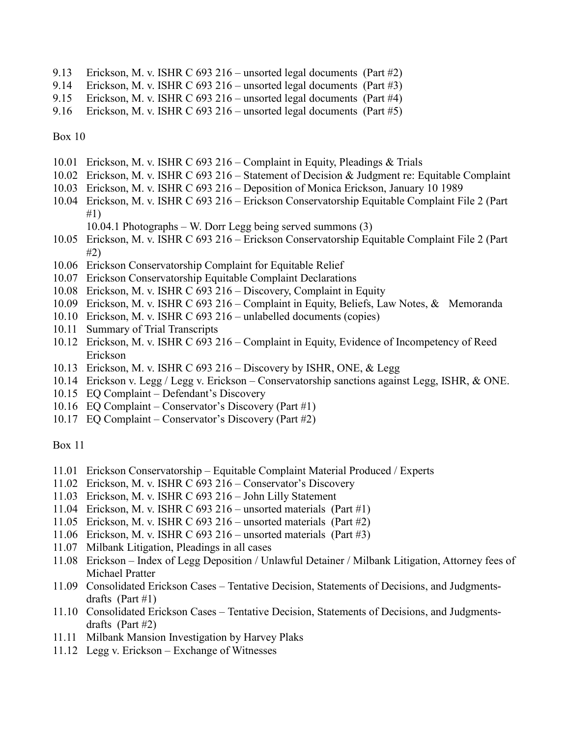9.13 Erickson, M. v. ISHR C 693 216 – unsorted legal documents (Part #2)
9.14 Erickson, M. v. ISHR C 693 216 – unsorted legal documents (Part #3)
9.15 Erickson, M. v. ISHR C 693 216 – unsorted legal documents (Part #4)
9.16 Erickson, M. v. ISHR C 693 216 – unsorted legal documents (Part #5)

Box 10

10.01 Erickson, M. v. ISHR C 693 216 – Complaint in Equity, Pleadings & Trials
10.02 Erickson, M. v. ISHR C 693 216 – Statement of Decision & Judgment re: Equitable Complaint
10.03 Erickson, M. v. ISHR C 693 216 – Deposition of Monica Erickson, January 10 1989
10.04 Erickson, M. v. ISHR C 693 216 – Erickson Conservatorship Equitable Complaint File 2 (Part #1)
  10.04.1 Photographs – W. Dorr Legg being served summons (3)
10.05 Erickson, M. v. ISHR C 693 216 – Erickson Conservatorship Equitable Complaint File 2 (Part #2)
10.06 Erickson Conservatorship Complaint for Equitable Relief
10.07 Erickson Conservatorship Equitable Complaint Declarations
10.08 Erickson, M. v. ISHR C 693 216 – Discovery, Complaint in Equity
10.09 Erickson, M. v. ISHR C 693 216 – Complaint in Equity, Beliefs, Law Notes, & Memoranda
10.10 Erickson, M. v. ISHR C 693 216 – unlabelled documents (copies)
10.11 Summary of Trial Transcripts
10.12 Erickson, M. v. ISHR C 693 216 – Complaint in Equity, Evidence of Incompetency of Reed Erickson
10.13 Erickson, M. v. ISHR C 693 216 – Discovery by ISHR, ONE, & Legg
10.14 Erickson v. Legg / Legg v. Erickson – Conservatorship sanctions against Legg, ISHR, & ONE.
10.15 EQ Complaint – Defendant's Discovery
10.16 EQ Complaint – Conservator's Discovery (Part #1)
10.17 EQ Complaint – Conservator's Discovery (Part #2)

Box 11

11.01 Erickson Conservatorship – Equitable Complaint Material Produced / Experts
11.02 Erickson, M. v. ISHR C 693 216 – Conservator's Discovery
11.03 Erickson, M. v. ISHR C 693 216 – John Lilly Statement
11.04 Erickson, M. v. ISHR C 693 216 – unsorted materials (Part #1)
11.05 Erickson, M. v. ISHR C 693 216 – unsorted materials (Part #2)
11.06 Erickson, M. v. ISHR C 693 216 – unsorted materials (Part #3)
11.07 Milbank Litigation, Pleadings in all cases
11.08 Erickson – Index of Legg Deposition / Unlawful Detainer / Milbank Litigation, Attorney fees of Michael Pratter
11.09 Consolidated Erickson Cases – Tentative Decision, Statements of Decisions, and Judgments-drafts (Part #1)
11.10 Consolidated Erickson Cases – Tentative Decision, Statements of Decisions, and Judgments-drafts (Part #2)
11.11 Milbank Mansion Investigation by Harvey Plaks
11.12 Legg v. Erickson – Exchange of Witnesses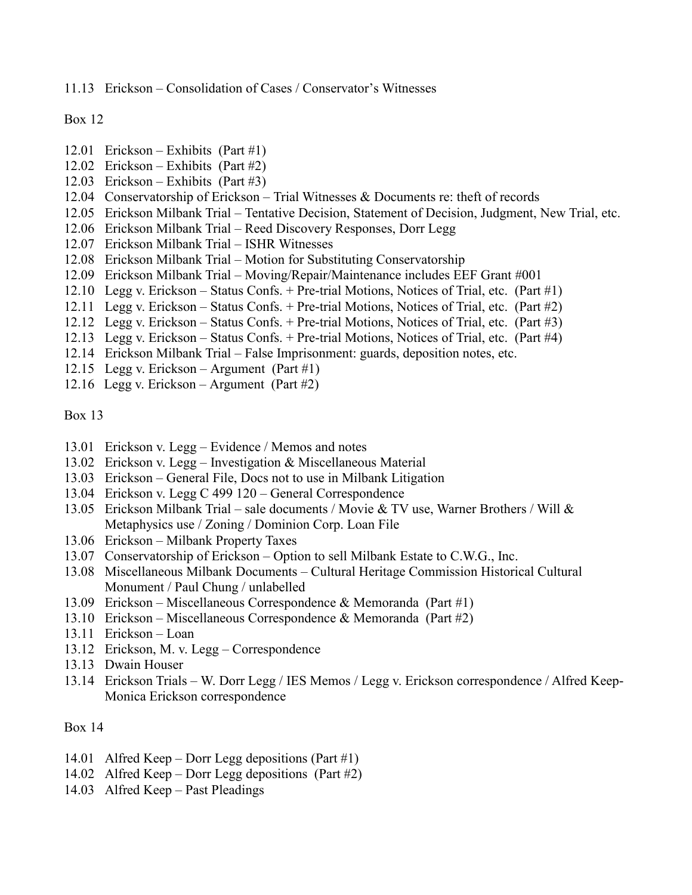11.13 Erickson – Consolidation of Cases / Conservator's Witnesses

Box 12

12.01 Erickson – Exhibits (Part #1)
12.02 Erickson – Exhibits (Part #2)
12.03 Erickson – Exhibits (Part #3)
12.04 Conservatorship of Erickson – Trial Witnesses & Documents re: theft of records
12.05 Erickson Milbank Trial – Tentative Decision, Statement of Decision, Judgment, New Trial, etc.
12.06 Erickson Milbank Trial – Reed Discovery Responses, Dorr Legg
12.07 Erickson Milbank Trial – ISHR Witnesses
12.08 Erickson Milbank Trial – Motion for Substituting Conservatorship
12.09 Erickson Milbank Trial – Moving/Repair/Maintenance includes EEF Grant #001
12.10 Legg v. Erickson – Status Confs. + Pre-trial Motions, Notices of Trial, etc. (Part #1)
12.11 Legg v. Erickson – Status Confs. + Pre-trial Motions, Notices of Trial, etc. (Part #2)
12.12 Legg v. Erickson – Status Confs. + Pre-trial Motions, Notices of Trial, etc. (Part #3)
12.13 Legg v. Erickson – Status Confs. + Pre-trial Motions, Notices of Trial, etc. (Part #4)
12.14 Erickson Milbank Trial – False Imprisonment: guards, deposition notes, etc.
12.15 Legg v. Erickson – Argument (Part #1)
12.16 Legg v. Erickson – Argument (Part #2)

Box 13

13.01 Erickson v. Legg – Evidence / Memos and notes
13.02 Erickson v. Legg – Investigation & Miscellaneous Material
13.03 Erickson – General File, Docs not to use in Milbank Litigation
13.04 Erickson v. Legg C 499 120 – General Correspondence
13.05 Erickson Milbank Trial – sale documents / Movie & TV use, Warner Brothers / Will & Metaphysics use / Zoning / Dominion Corp. Loan File
13.06 Erickson – Milbank Property Taxes
13.07 Conservatorship of Erickson – Option to sell Milbank Estate to C.W.G., Inc.
13.08 Miscellaneous Milbank Documents – Cultural Heritage Commission Historical Cultural Monument / Paul Chung / unlabelled
13.09 Erickson – Miscellaneous Correspondence & Memoranda (Part #1)
13.10 Erickson – Miscellaneous Correspondence & Memoranda (Part #2)
13.11 Erickson – Loan
13.12 Erickson, M. v. Legg – Correspondence
13.13 Dwain Houser
13.14 Erickson Trials – W. Dorr Legg / IES Memos / Legg v. Erickson correspondence / Alfred Keep-Monica Erickson correspondence

Box 14

14.01 Alfred Keep – Dorr Legg depositions (Part #1)
14.02 Alfred Keep – Dorr Legg depositions (Part #2)
14.03 Alfred Keep – Past Pleadings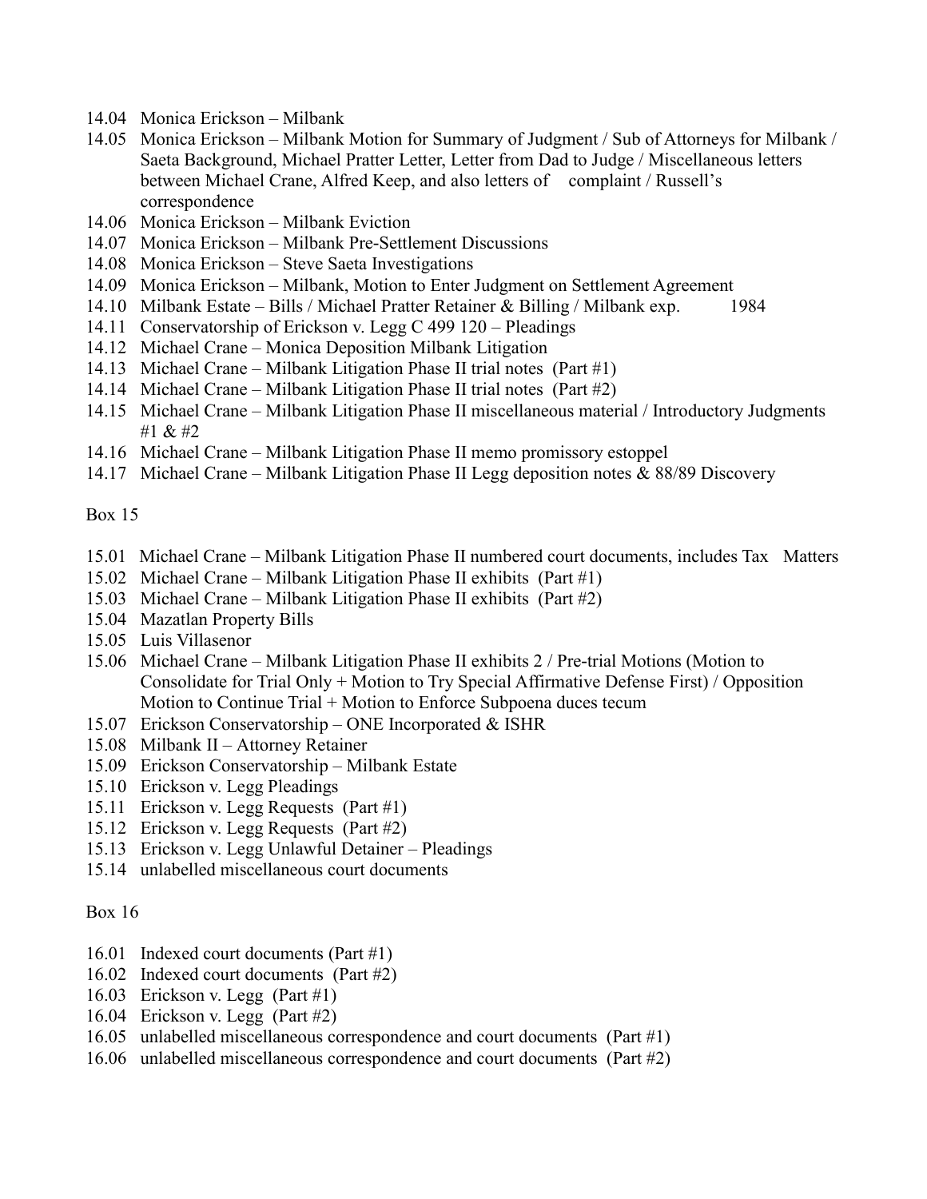14.04 Monica Erickson – Milbank
14.05 Monica Erickson – Milbank Motion for Summary of Judgment / Sub of Attorneys for Milbank / Saeta Background, Michael Pratter Letter, Letter from Dad to Judge / Miscellaneous letters between Michael Crane, Alfred Keep, and also letters of complaint / Russell's correspondence
14.06 Monica Erickson – Milbank Eviction
14.07 Monica Erickson – Milbank Pre-Settlement Discussions
14.08 Monica Erickson – Steve Saeta Investigations
14.09 Monica Erickson – Milbank, Motion to Enter Judgment on Settlement Agreement
14.10 Milbank Estate – Bills / Michael Pratter Retainer & Billing / Milbank exp. 1984
14.11 Conservatorship of Erickson v. Legg C 499 120 – Pleadings
14.12 Michael Crane – Monica Deposition Milbank Litigation
14.13 Michael Crane – Milbank Litigation Phase II trial notes (Part #1)
14.14 Michael Crane – Milbank Litigation Phase II trial notes (Part #2)
14.15 Michael Crane – Milbank Litigation Phase II miscellaneous material / Introductory Judgments #1 & #2
14.16 Michael Crane – Milbank Litigation Phase II memo promissory estoppel
14.17 Michael Crane – Milbank Litigation Phase II Legg deposition notes & 88/89 Discovery

Box 15

15.01 Michael Crane – Milbank Litigation Phase II numbered court documents, includes Tax Matters
15.02 Michael Crane – Milbank Litigation Phase II exhibits (Part #1)
15.03 Michael Crane – Milbank Litigation Phase II exhibits (Part #2)
15.04 Mazatlan Property Bills
15.05 Luis Villasenor
15.06 Michael Crane – Milbank Litigation Phase II exhibits 2 / Pre-trial Motions (Motion to Consolidate for Trial Only + Motion to Try Special Affirmative Defense First) / Opposition Motion to Continue Trial + Motion to Enforce Subpoena duces tecum
15.07 Erickson Conservatorship – ONE Incorporated & ISHR
15.08 Milbank II – Attorney Retainer
15.09 Erickson Conservatorship – Milbank Estate
15.10 Erickson v. Legg Pleadings
15.11 Erickson v. Legg Requests (Part #1)
15.12 Erickson v. Legg Requests (Part #2)
15.13 Erickson v. Legg Unlawful Detainer – Pleadings
15.14 unlabelled miscellaneous court documents

Box 16

16.01 Indexed court documents (Part #1)
16.02 Indexed court documents (Part #2)
16.03 Erickson v. Legg (Part #1)
16.04 Erickson v. Legg (Part #2)
16.05 unlabelled miscellaneous correspondence and court documents (Part #1)
16.06 unlabelled miscellaneous correspondence and court documents (Part #2)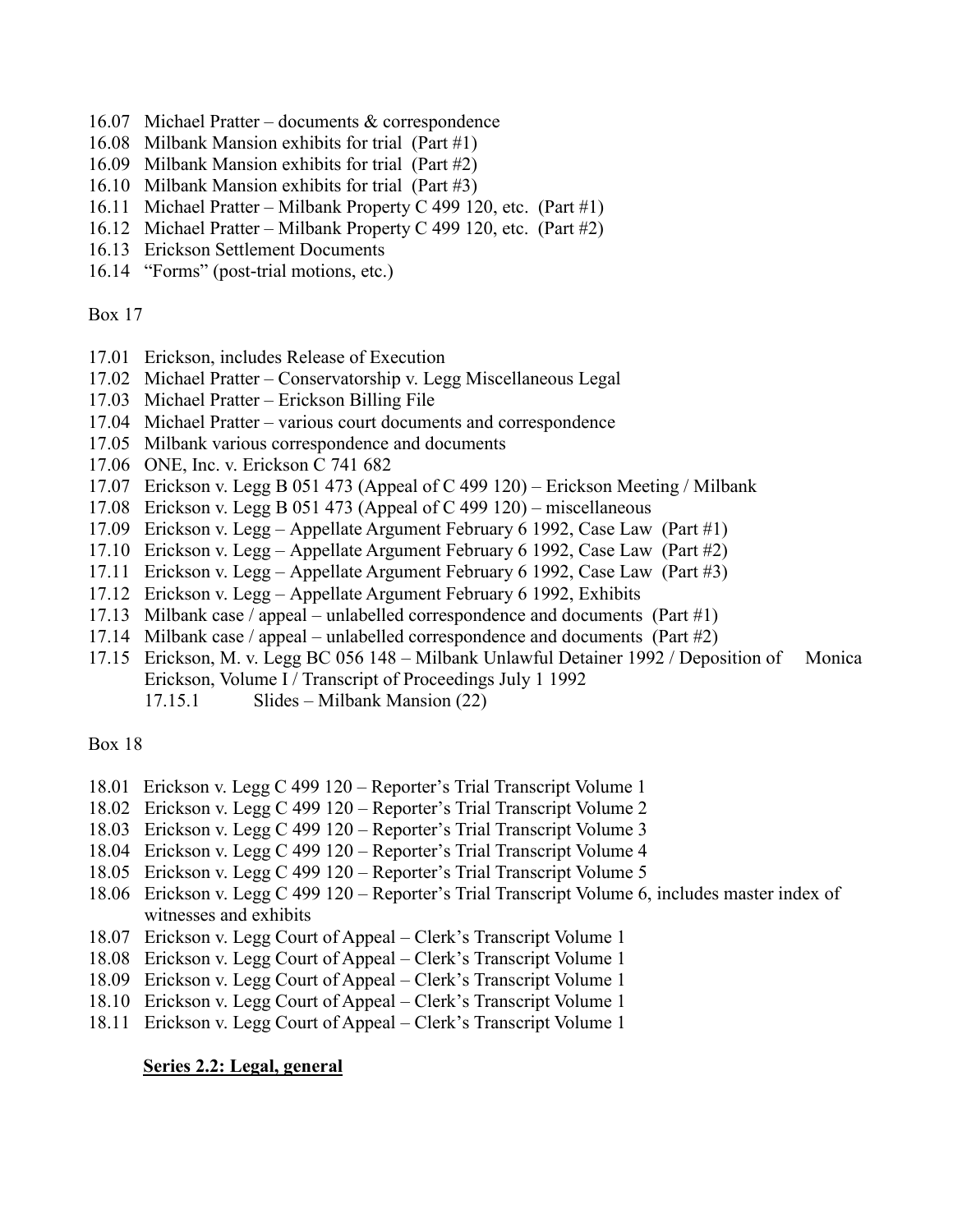16.07 Michael Pratter – documents & correspondence
16.08 Milbank Mansion exhibits for trial (Part #1)
16.09 Milbank Mansion exhibits for trial (Part #2)
16.10 Milbank Mansion exhibits for trial (Part #3)
16.11 Michael Pratter – Milbank Property C 499 120, etc. (Part #1)
16.12 Michael Pratter – Milbank Property C 499 120, etc. (Part #2)
16.13 Erickson Settlement Documents
16.14 "Forms" (post-trial motions, etc.)

Box 17

17.01 Erickson, includes Release of Execution
17.02 Michael Pratter – Conservatorship v. Legg Miscellaneous Legal
17.03 Michael Pratter – Erickson Billing File
17.04 Michael Pratter – various court documents and correspondence
17.05 Milbank various correspondence and documents
17.06 ONE, Inc. v. Erickson C 741 682
17.07 Erickson v. Legg B 051 473 (Appeal of C 499 120) – Erickson Meeting / Milbank
17.08 Erickson v. Legg B 051 473 (Appeal of C 499 120) – miscellaneous
17.09 Erickson v. Legg – Appellate Argument February 6 1992, Case Law (Part #1)
17.10 Erickson v. Legg – Appellate Argument February 6 1992, Case Law (Part #2)
17.11 Erickson v. Legg – Appellate Argument February 6 1992, Case Law (Part #3)
17.12 Erickson v. Legg – Appellate Argument February 6 1992, Exhibits
17.13 Milbank case / appeal – unlabelled correspondence and documents (Part #1)
17.14 Milbank case / appeal – unlabelled correspondence and documents (Part #2)
17.15 Erickson, M. v. Legg BC 056 148 – Milbank Unlawful Detainer 1992 / Deposition of Monica Erickson, Volume I / Transcript of Proceedings July 1 1992
    17.15.1 Slides – Milbank Mansion (22)

Box 18

18.01 Erickson v. Legg C 499 120 – Reporter's Trial Transcript Volume 1
18.02 Erickson v. Legg C 499 120 – Reporter's Trial Transcript Volume 2
18.03 Erickson v. Legg C 499 120 – Reporter's Trial Transcript Volume 3
18.04 Erickson v. Legg C 499 120 – Reporter's Trial Transcript Volume 4
18.05 Erickson v. Legg C 499 120 – Reporter's Trial Transcript Volume 5
18.06 Erickson v. Legg C 499 120 – Reporter's Trial Transcript Volume 6, includes master index of witnesses and exhibits
18.07 Erickson v. Legg Court of Appeal – Clerk's Transcript Volume 1
18.08 Erickson v. Legg Court of Appeal – Clerk's Transcript Volume 1
18.09 Erickson v. Legg Court of Appeal – Clerk's Transcript Volume 1
18.10 Erickson v. Legg Court of Appeal – Clerk's Transcript Volume 1
18.11 Erickson v. Legg Court of Appeal – Clerk's Transcript Volume 1

**Series 2.2: Legal, general**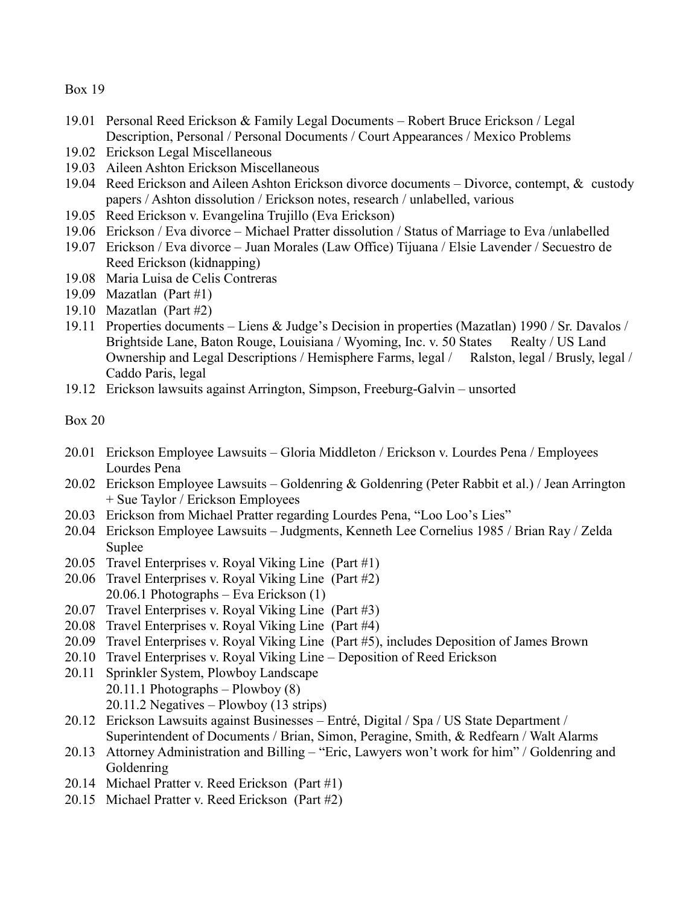Box 19

- 19.01 Personal Reed Erickson & Family Legal Documents – Robert Bruce Erickson / Legal Description, Personal / Personal Documents / Court Appearances / Mexico Problems
- 19.02 Erickson Legal Miscellaneous
- 19.03 Aileen Ashton Erickson Miscellaneous
- 19.04 Reed Erickson and Aileen Ashton Erickson divorce documents – Divorce, contempt, & custody papers / Ashton dissolution / Erickson notes, research / unlabelled, various
- 19.05 Reed Erickson v. Evangelina Trujillo (Eva Erickson)
- 19.06 Erickson / Eva divorce – Michael Pratter dissolution / Status of Marriage to Eva /unlabelled
- 19.07 Erickson / Eva divorce – Juan Morales (Law Office) Tijuana / Elsie Lavender / Secuestro de Reed Erickson (kidnapping)
- 19.08 Maria Luisa de Celis Contreras
- 19.09 Mazatlan (Part #1)
- 19.10 Mazatlan (Part #2)
- 19.11 Properties documents – Liens & Judge's Decision in properties (Mazatlan) 1990 / Sr. Davalos / Brightside Lane, Baton Rouge, Louisiana / Wyoming, Inc. v. 50 States Realty / US Land Ownership and Legal Descriptions / Hemisphere Farms, legal / Ralston, legal / Brusly, legal / Caddo Paris, legal
- 19.12 Erickson lawsuits against Arrington, Simpson, Freeburg-Galvin – unsorted

Box 20

- 20.01 Erickson Employee Lawsuits – Gloria Middleton / Erickson v. Lourdes Pena / Employees Lourdes Pena
- 20.02 Erickson Employee Lawsuits – Goldenring & Goldenring (Peter Rabbit et al.) / Jean Arrington + Sue Taylor / Erickson Employees
- 20.03 Erickson from Michael Pratter regarding Lourdes Pena, "Loo Loo's Lies"
- 20.04 Erickson Employee Lawsuits – Judgments, Kenneth Lee Cornelius 1985 / Brian Ray / Zelda Suplee
- 20.05 Travel Enterprises v. Royal Viking Line (Part #1)
- 20.06 Travel Enterprises v. Royal Viking Line (Part #2)
  - 20.06.1 Photographs – Eva Erickson (1)
- 20.07 Travel Enterprises v. Royal Viking Line (Part #3)
- 20.08 Travel Enterprises v. Royal Viking Line (Part #4)
- 20.09 Travel Enterprises v. Royal Viking Line (Part #5), includes Deposition of James Brown
- 20.10 Travel Enterprises v. Royal Viking Line – Deposition of Reed Erickson
- 20.11 Sprinkler System, Plowboy Landscape
  - 20.11.1 Photographs – Plowboy (8)
  - 20.11.2 Negatives – Plowboy (13 strips)
- 20.12 Erickson Lawsuits against Businesses – Entré, Digital / Spa / US State Department / Superintendent of Documents / Brian, Simon, Peragine, Smith, & Redfearn / Walt Alarms
- 20.13 Attorney Administration and Billing – "Eric, Lawyers won't work for him" / Goldenring and Goldenring
- 20.14 Michael Pratter v. Reed Erickson (Part #1)
- 20.15 Michael Pratter v. Reed Erickson (Part #2)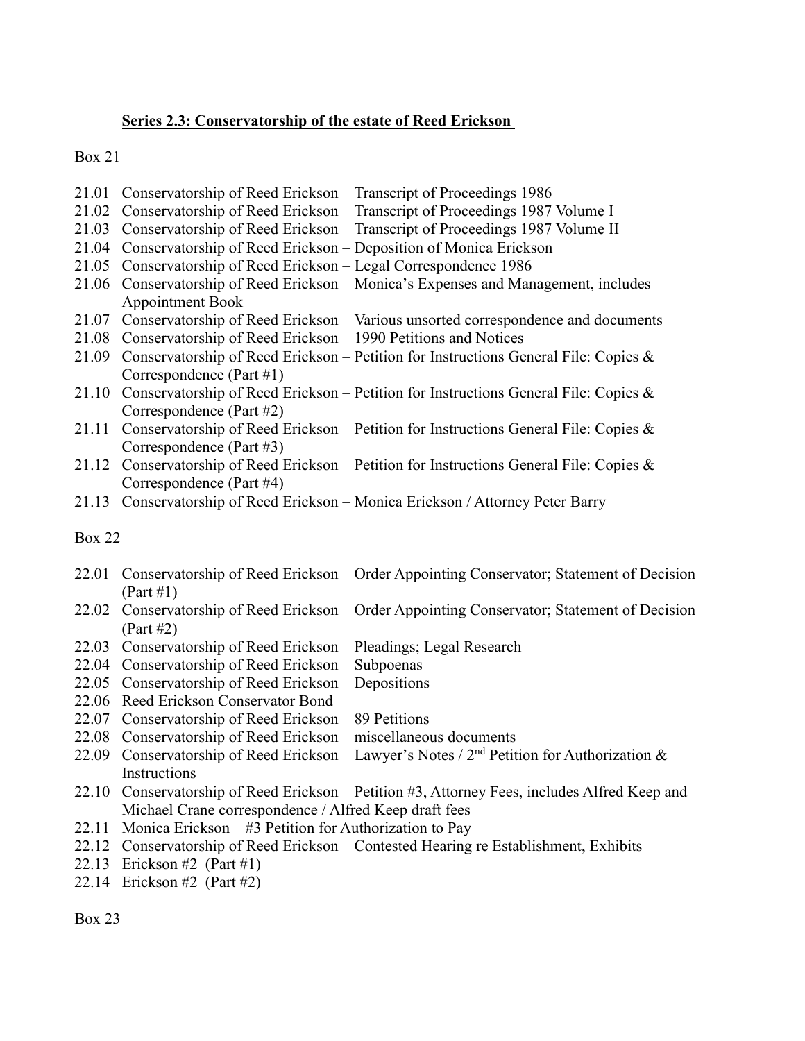## Series 2.3: Conservatorship of the estate of Reed Erickson

Box 21

21.01 Conservatorship of Reed Erickson – Transcript of Proceedings 1986
21.02 Conservatorship of Reed Erickson – Transcript of Proceedings 1987 Volume I
21.03 Conservatorship of Reed Erickson – Transcript of Proceedings 1987 Volume II
21.04 Conservatorship of Reed Erickson – Deposition of Monica Erickson
21.05 Conservatorship of Reed Erickson – Legal Correspondence 1986
21.06 Conservatorship of Reed Erickson – Monica's Expenses and Management, includes Appointment Book
21.07 Conservatorship of Reed Erickson – Various unsorted correspondence and documents
21.08 Conservatorship of Reed Erickson – 1990 Petitions and Notices
21.09 Conservatorship of Reed Erickson – Petition for Instructions General File: Copies & Correspondence (Part #1)
21.10 Conservatorship of Reed Erickson – Petition for Instructions General File: Copies & Correspondence (Part #2)
21.11 Conservatorship of Reed Erickson – Petition for Instructions General File: Copies & Correspondence (Part #3)
21.12 Conservatorship of Reed Erickson – Petition for Instructions General File: Copies & Correspondence (Part #4)
21.13 Conservatorship of Reed Erickson – Monica Erickson / Attorney Peter Barry

Box 22

22.01 Conservatorship of Reed Erickson – Order Appointing Conservator; Statement of Decision (Part #1)
22.02 Conservatorship of Reed Erickson – Order Appointing Conservator; Statement of Decision (Part #2)
22.03 Conservatorship of Reed Erickson – Pleadings; Legal Research
22.04 Conservatorship of Reed Erickson – Subpoenas
22.05 Conservatorship of Reed Erickson – Depositions
22.06 Reed Erickson Conservator Bond
22.07 Conservatorship of Reed Erickson – 89 Petitions
22.08 Conservatorship of Reed Erickson – miscellaneous documents
22.09 Conservatorship of Reed Erickson – Lawyer's Notes / 2nd Petition for Authorization & Instructions
22.10 Conservatorship of Reed Erickson – Petition #3, Attorney Fees, includes Alfred Keep and Michael Crane correspondence / Alfred Keep draft fees
22.11 Monica Erickson – #3 Petition for Authorization to Pay
22.12 Conservatorship of Reed Erickson – Contested Hearing re Establishment, Exhibits
22.13 Erickson #2 (Part #1)
22.14 Erickson #2 (Part #2)

Box 23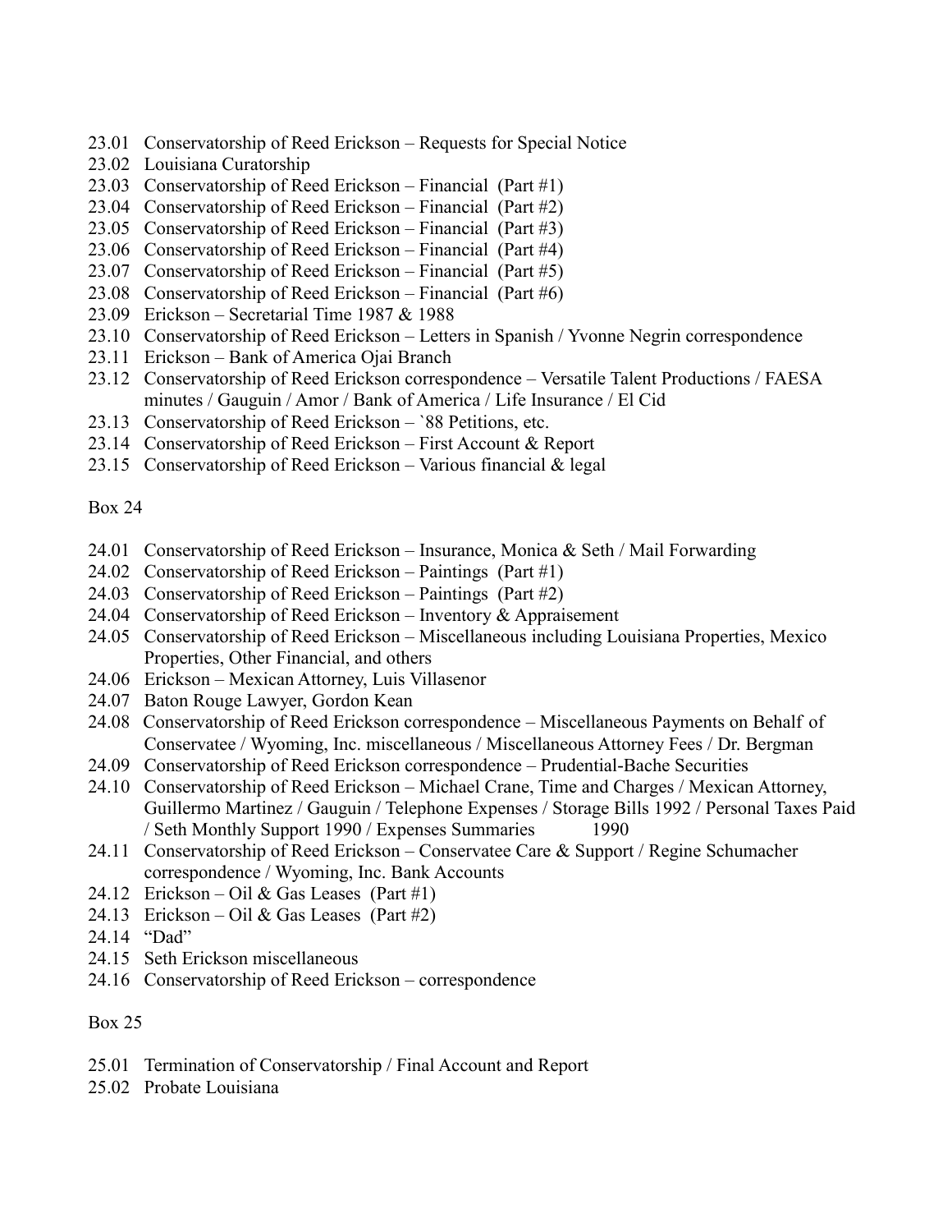23.01 Conservatorship of Reed Erickson – Requests for Special Notice
23.02 Louisiana Curatorship
23.03 Conservatorship of Reed Erickson – Financial (Part #1)
23.04 Conservatorship of Reed Erickson – Financial (Part #2)
23.05 Conservatorship of Reed Erickson – Financial (Part #3)
23.06 Conservatorship of Reed Erickson – Financial (Part #4)
23.07 Conservatorship of Reed Erickson – Financial (Part #5)
23.08 Conservatorship of Reed Erickson – Financial (Part #6)
23.09 Erickson – Secretarial Time 1987 & 1988
23.10 Conservatorship of Reed Erickson – Letters in Spanish / Yvonne Negrin correspondence
23.11 Erickson – Bank of America Ojai Branch
23.12 Conservatorship of Reed Erickson correspondence – Versatile Talent Productions / FAESA minutes / Gauguin / Amor / Bank of America / Life Insurance / El Cid
23.13 Conservatorship of Reed Erickson – `88 Petitions, etc.
23.14 Conservatorship of Reed Erickson – First Account & Report
23.15 Conservatorship of Reed Erickson – Various financial & legal

Box 24

24.01 Conservatorship of Reed Erickson – Insurance, Monica & Seth / Mail Forwarding
24.02 Conservatorship of Reed Erickson – Paintings (Part #1)
24.03 Conservatorship of Reed Erickson – Paintings (Part #2)
24.04 Conservatorship of Reed Erickson – Inventory & Appraisement
24.05 Conservatorship of Reed Erickson – Miscellaneous including Louisiana Properties, Mexico Properties, Other Financial, and others
24.06 Erickson – Mexican Attorney, Luis Villasenor
24.07 Baton Rouge Lawyer, Gordon Kean
24.08 Conservatorship of Reed Erickson correspondence – Miscellaneous Payments on Behalf of Conservatee / Wyoming, Inc. miscellaneous / Miscellaneous Attorney Fees / Dr. Bergman
24.09 Conservatorship of Reed Erickson correspondence – Prudential-Bache Securities
24.10 Conservatorship of Reed Erickson – Michael Crane, Time and Charges / Mexican Attorney, Guillermo Martinez / Gauguin / Telephone Expenses / Storage Bills 1992 / Personal Taxes Paid / Seth Monthly Support 1990 / Expenses Summaries 1990
24.11 Conservatorship of Reed Erickson – Conservatee Care & Support / Regine Schumacher correspondence / Wyoming, Inc. Bank Accounts
24.12 Erickson – Oil & Gas Leases (Part #1)
24.13 Erickson – Oil & Gas Leases (Part #2)
24.14 "Dad"
24.15 Seth Erickson miscellaneous
24.16 Conservatorship of Reed Erickson – correspondence

Box 25

25.01 Termination of Conservatorship / Final Account and Report
25.02 Probate Louisiana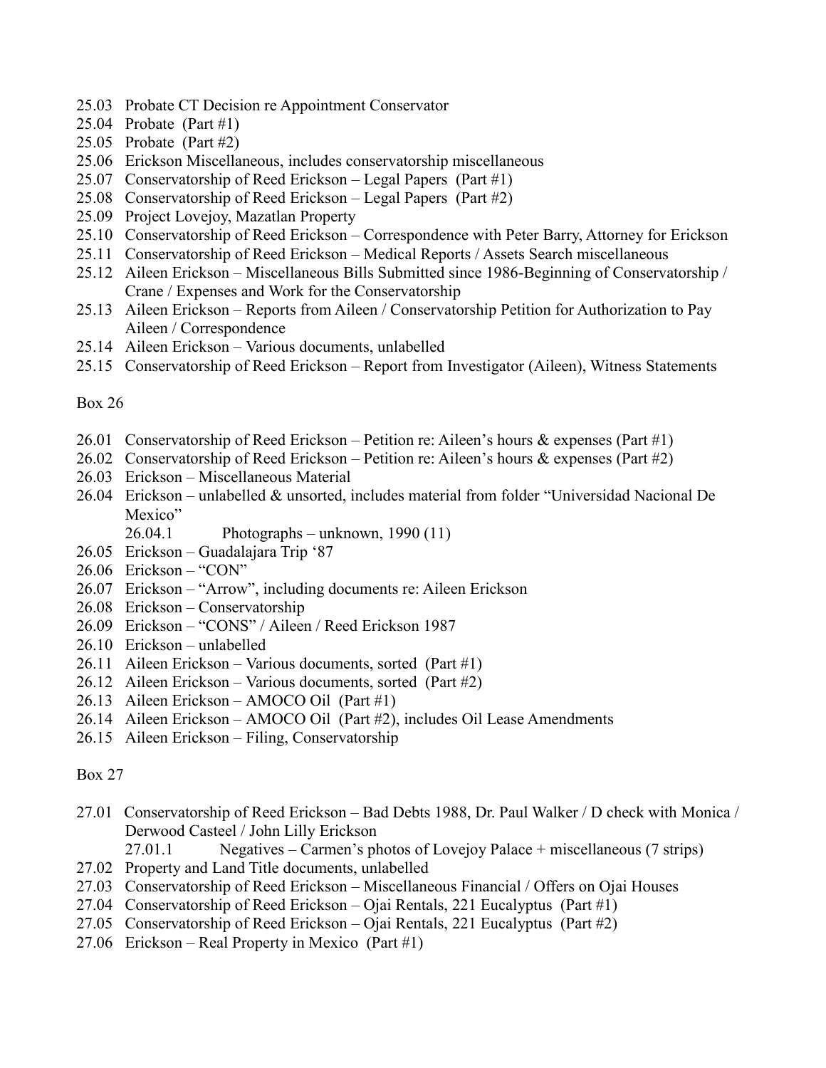- 25.03 Probate CT Decision re Appointment Conservator
- 25.04 Probate (Part #1)
- 25.05 Probate (Part #2)
- 25.06 Erickson Miscellaneous, includes conservatorship miscellaneous
- 25.07 Conservatorship of Reed Erickson – Legal Papers (Part #1)
- 25.08 Conservatorship of Reed Erickson – Legal Papers (Part #2)
- 25.09 Project Lovejoy, Mazatlan Property
- 25.10 Conservatorship of Reed Erickson – Correspondence with Peter Barry, Attorney for Erickson
- 25.11 Conservatorship of Reed Erickson – Medical Reports / Assets Search miscellaneous
- 25.12 Aileen Erickson – Miscellaneous Bills Submitted since 1986-Beginning of Conservatorship / Crane / Expenses and Work for the Conservatorship
- 25.13 Aileen Erickson – Reports from Aileen / Conservatorship Petition for Authorization to Pay Aileen / Correspondence
- 25.14 Aileen Erickson – Various documents, unlabelled
- 25.15 Conservatorship of Reed Erickson – Report from Investigator (Aileen), Witness Statements

Box 26

- 26.01 Conservatorship of Reed Erickson – Petition re: Aileen's hours & expenses (Part #1)
- 26.02 Conservatorship of Reed Erickson – Petition re: Aileen's hours & expenses (Part #2)
- 26.03 Erickson – Miscellaneous Material
- 26.04 Erickson – unlabelled & unsorted, includes material from folder "Universidad Nacional De Mexico"
  - 26.04.1 Photographs – unknown, 1990 (11)
- 26.05 Erickson – Guadalajara Trip '87
- 26.06 Erickson – "CON"
- 26.07 Erickson – "Arrow", including documents re: Aileen Erickson
- 26.08 Erickson – Conservatorship
- 26.09 Erickson – "CONS" / Aileen / Reed Erickson 1987
- 26.10 Erickson – unlabelled
- 26.11 Aileen Erickson – Various documents, sorted (Part #1)
- 26.12 Aileen Erickson – Various documents, sorted (Part #2)
- 26.13 Aileen Erickson – AMOCO Oil (Part #1)
- 26.14 Aileen Erickson – AMOCO Oil (Part #2), includes Oil Lease Amendments
- 26.15 Aileen Erickson – Filing, Conservatorship

Box 27

- 27.01 Conservatorship of Reed Erickson – Bad Debts 1988, Dr. Paul Walker / D check with Monica / Derwood Casteel / John Lilly Erickson
  - 27.01.1 Negatives – Carmen's photos of Lovejoy Palace + miscellaneous (7 strips)
- 27.02 Property and Land Title documents, unlabelled
- 27.03 Conservatorship of Reed Erickson – Miscellaneous Financial / Offers on Ojai Houses
- 27.04 Conservatorship of Reed Erickson – Ojai Rentals, 221 Eucalyptus (Part #1)
- 27.05 Conservatorship of Reed Erickson – Ojai Rentals, 221 Eucalyptus (Part #2)
- 27.06 Erickson – Real Property in Mexico (Part #1)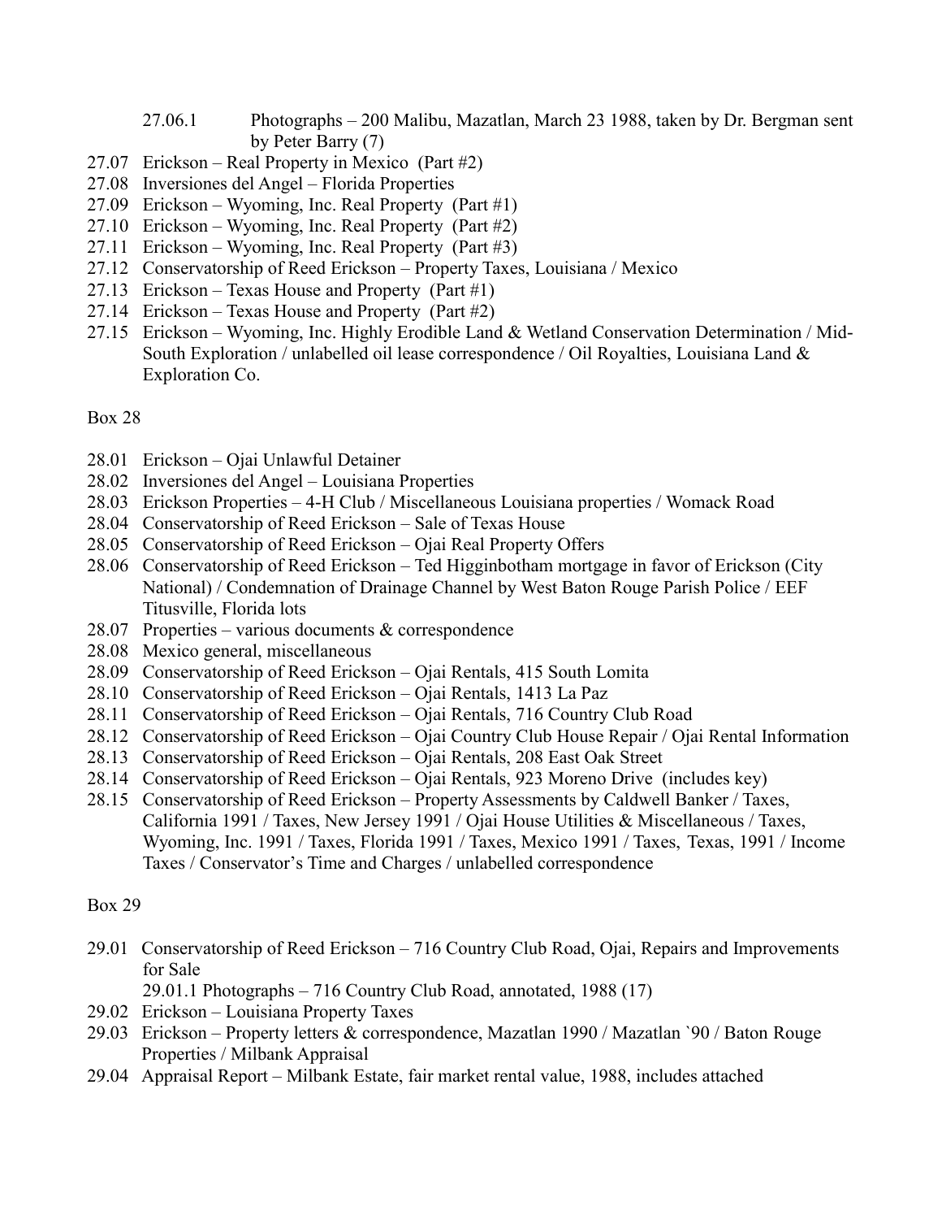27.06.1 Photographs – 200 Malibu, Mazatlan, March 23 1988, taken by Dr. Bergman sent by Peter Barry (7)

27.07 Erickson – Real Property in Mexico (Part #2)
27.08 Inversiones del Angel – Florida Properties
27.09 Erickson – Wyoming, Inc. Real Property (Part #1)
27.10 Erickson – Wyoming, Inc. Real Property (Part #2)
27.11 Erickson – Wyoming, Inc. Real Property (Part #3)
27.12 Conservatorship of Reed Erickson – Property Taxes, Louisiana / Mexico
27.13 Erickson – Texas House and Property (Part #1)
27.14 Erickson – Texas House and Property (Part #2)
27.15 Erickson – Wyoming, Inc. Highly Erodible Land & Wetland Conservation Determination / Mid-South Exploration / unlabelled oil lease correspondence / Oil Royalties, Louisiana Land & Exploration Co.

Box 28

28.01 Erickson – Ojai Unlawful Detainer
28.02 Inversiones del Angel – Louisiana Properties
28.03 Erickson Properties – 4-H Club / Miscellaneous Louisiana properties / Womack Road
28.04 Conservatorship of Reed Erickson – Sale of Texas House
28.05 Conservatorship of Reed Erickson – Ojai Real Property Offers
28.06 Conservatorship of Reed Erickson – Ted Higginbotham mortgage in favor of Erickson (City National) / Condemnation of Drainage Channel by West Baton Rouge Parish Police / EEF Titusville, Florida lots
28.07 Properties – various documents & correspondence
28.08 Mexico general, miscellaneous
28.09 Conservatorship of Reed Erickson – Ojai Rentals, 415 South Lomita
28.10 Conservatorship of Reed Erickson – Ojai Rentals, 1413 La Paz
28.11 Conservatorship of Reed Erickson – Ojai Rentals, 716 Country Club Road
28.12 Conservatorship of Reed Erickson – Ojai Country Club House Repair / Ojai Rental Information
28.13 Conservatorship of Reed Erickson – Ojai Rentals, 208 East Oak Street
28.14 Conservatorship of Reed Erickson – Ojai Rentals, 923 Moreno Drive (includes key)
28.15 Conservatorship of Reed Erickson – Property Assessments by Caldwell Banker / Taxes, California 1991 / Taxes, New Jersey 1991 / Ojai House Utilities & Miscellaneous / Taxes, Wyoming, Inc. 1991 / Taxes, Florida 1991 / Taxes, Mexico 1991 / Taxes, Texas, 1991 / Income Taxes / Conservator's Time and Charges / unlabelled correspondence

Box 29

29.01 Conservatorship of Reed Erickson – 716 Country Club Road, Ojai, Repairs and Improvements for Sale

29.01.1 Photographs – 716 Country Club Road, annotated, 1988 (17)

29.02 Erickson – Louisiana Property Taxes
29.03 Erickson – Property letters & correspondence, Mazatlan 1990 / Mazatlan `90 / Baton Rouge Properties / Milbank Appraisal
29.04 Appraisal Report – Milbank Estate, fair market rental value, 1988, includes attached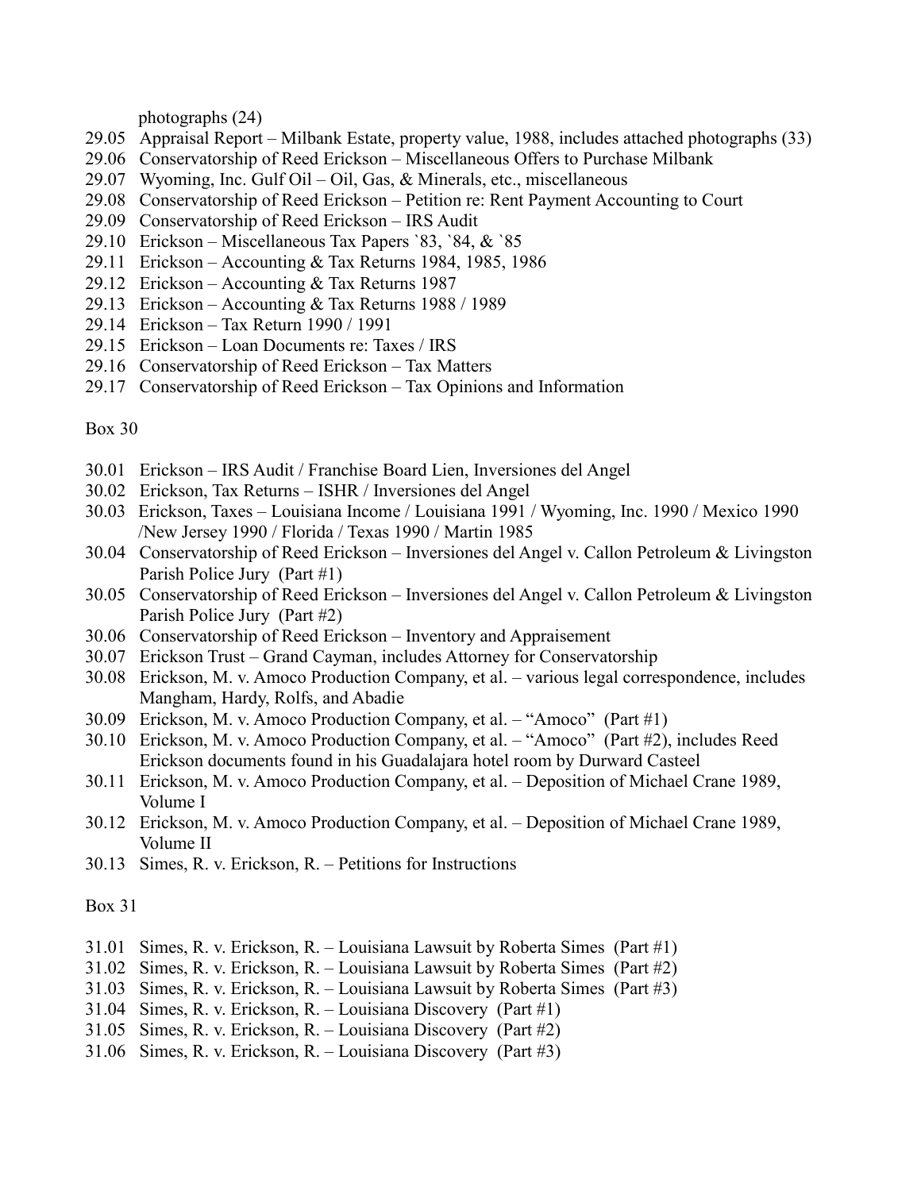photographs (24)

29.05 Appraisal Report – Milbank Estate, property value, 1988, includes attached photographs (33)
29.06 Conservatorship of Reed Erickson – Miscellaneous Offers to Purchase Milbank
29.07 Wyoming, Inc. Gulf Oil – Oil, Gas, & Minerals, etc., miscellaneous
29.08 Conservatorship of Reed Erickson – Petition re: Rent Payment Accounting to Court
29.09 Conservatorship of Reed Erickson – IRS Audit
29.10 Erickson – Miscellaneous Tax Papers `83, `84, & `85
29.11 Erickson – Accounting & Tax Returns 1984, 1985, 1986
29.12 Erickson – Accounting & Tax Returns 1987
29.13 Erickson – Accounting & Tax Returns 1988 / 1989
29.14 Erickson – Tax Return 1990 / 1991
29.15 Erickson – Loan Documents re: Taxes / IRS
29.16 Conservatorship of Reed Erickson – Tax Matters
29.17 Conservatorship of Reed Erickson – Tax Opinions and Information

Box 30

30.01 Erickson – IRS Audit / Franchise Board Lien, Inversiones del Angel
30.02 Erickson, Tax Returns – ISHR / Inversiones del Angel
30.03 Erickson, Taxes – Louisiana Income / Louisiana 1991 / Wyoming, Inc. 1990 / Mexico 1990 /New Jersey 1990 / Florida / Texas 1990 / Martin 1985
30.04 Conservatorship of Reed Erickson – Inversiones del Angel v. Callon Petroleum & Livingston Parish Police Jury (Part #1)
30.05 Conservatorship of Reed Erickson – Inversiones del Angel v. Callon Petroleum & Livingston Parish Police Jury (Part #2)
30.06 Conservatorship of Reed Erickson – Inventory and Appraisement
30.07 Erickson Trust – Grand Cayman, includes Attorney for Conservatorship
30.08 Erickson, M. v. Amoco Production Company, et al. – various legal correspondence, includes Mangham, Hardy, Rolfs, and Abadie
30.09 Erickson, M. v. Amoco Production Company, et al. – "Amoco" (Part #1)
30.10 Erickson, M. v. Amoco Production Company, et al. – "Amoco" (Part #2), includes Reed Erickson documents found in his Guadalajara hotel room by Durward Casteel
30.11 Erickson, M. v. Amoco Production Company, et al. – Deposition of Michael Crane 1989, Volume I
30.12 Erickson, M. v. Amoco Production Company, et al. – Deposition of Michael Crane 1989, Volume II
30.13 Simes, R. v. Erickson, R. – Petitions for Instructions

Box 31

31.01 Simes, R. v. Erickson, R. – Louisiana Lawsuit by Roberta Simes (Part #1)
31.02 Simes, R. v. Erickson, R. – Louisiana Lawsuit by Roberta Simes (Part #2)
31.03 Simes, R. v. Erickson, R. – Louisiana Lawsuit by Roberta Simes (Part #3)
31.04 Simes, R. v. Erickson, R. – Louisiana Discovery (Part #1)
31.05 Simes, R. v. Erickson, R. – Louisiana Discovery (Part #2)
31.06 Simes, R. v. Erickson, R. – Louisiana Discovery (Part #3)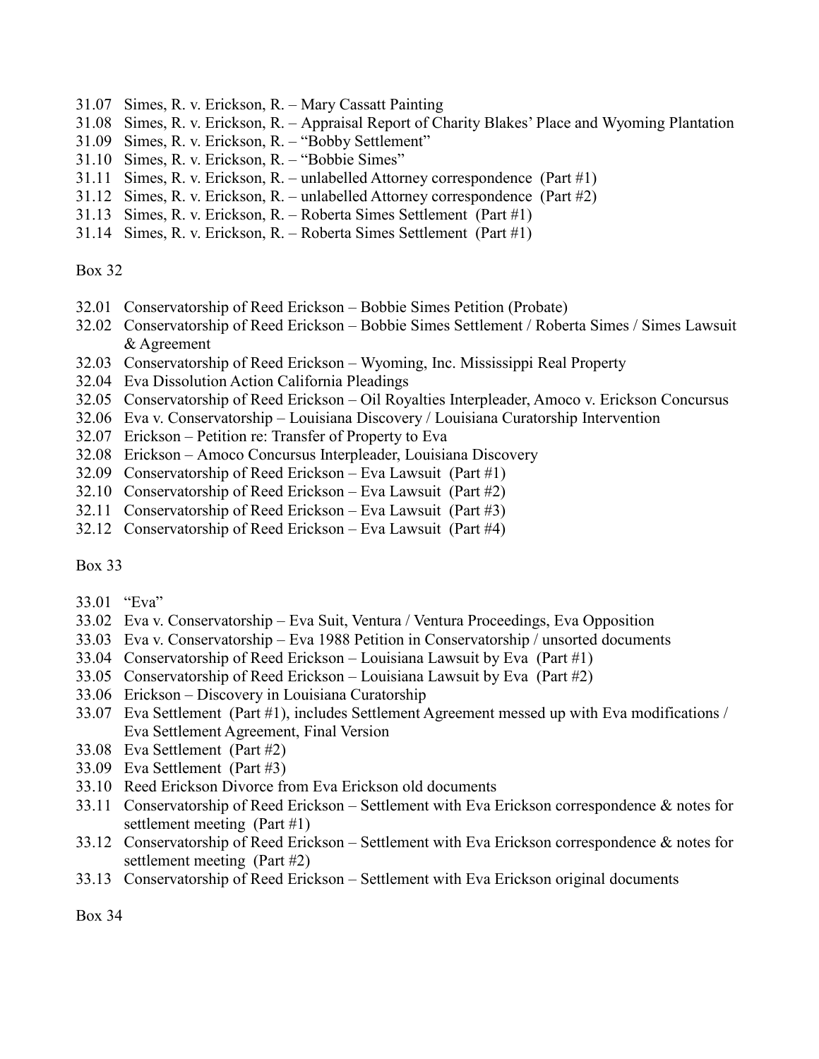31.07 Simes, R. v. Erickson, R. – Mary Cassatt Painting
31.08 Simes, R. v. Erickson, R. – Appraisal Report of Charity Blakes' Place and Wyoming Plantation
31.09 Simes, R. v. Erickson, R. – "Bobby Settlement"
31.10 Simes, R. v. Erickson, R. – "Bobbie Simes"
31.11 Simes, R. v. Erickson, R. – unlabelled Attorney correspondence (Part #1)
31.12 Simes, R. v. Erickson, R. – unlabelled Attorney correspondence (Part #2)
31.13 Simes, R. v. Erickson, R. – Roberta Simes Settlement (Part #1)
31.14 Simes, R. v. Erickson, R. – Roberta Simes Settlement (Part #1)

Box 32

32.01 Conservatorship of Reed Erickson – Bobbie Simes Petition (Probate)
32.02 Conservatorship of Reed Erickson – Bobbie Simes Settlement / Roberta Simes / Simes Lawsuit & Agreement
32.03 Conservatorship of Reed Erickson – Wyoming, Inc. Mississippi Real Property
32.04 Eva Dissolution Action California Pleadings
32.05 Conservatorship of Reed Erickson – Oil Royalties Interpleader, Amoco v. Erickson Concursus
32.06 Eva v. Conservatorship – Louisiana Discovery / Louisiana Curatorship Intervention
32.07 Erickson – Petition re: Transfer of Property to Eva
32.08 Erickson – Amoco Concursus Interpleader, Louisiana Discovery
32.09 Conservatorship of Reed Erickson – Eva Lawsuit (Part #1)
32.10 Conservatorship of Reed Erickson – Eva Lawsuit (Part #2)
32.11 Conservatorship of Reed Erickson – Eva Lawsuit (Part #3)
32.12 Conservatorship of Reed Erickson – Eva Lawsuit (Part #4)

Box 33

33.01 "Eva"
33.02 Eva v. Conservatorship – Eva Suit, Ventura / Ventura Proceedings, Eva Opposition
33.03 Eva v. Conservatorship – Eva 1988 Petition in Conservatorship / unsorted documents
33.04 Conservatorship of Reed Erickson – Louisiana Lawsuit by Eva (Part #1)
33.05 Conservatorship of Reed Erickson – Louisiana Lawsuit by Eva (Part #2)
33.06 Erickson – Discovery in Louisiana Curatorship
33.07 Eva Settlement (Part #1), includes Settlement Agreement messed up with Eva modifications / Eva Settlement Agreement, Final Version
33.08 Eva Settlement (Part #2)
33.09 Eva Settlement (Part #3)
33.10 Reed Erickson Divorce from Eva Erickson old documents
33.11 Conservatorship of Reed Erickson – Settlement with Eva Erickson correspondence & notes for settlement meeting (Part #1)
33.12 Conservatorship of Reed Erickson – Settlement with Eva Erickson correspondence & notes for settlement meeting (Part #2)
33.13 Conservatorship of Reed Erickson – Settlement with Eva Erickson original documents

Box 34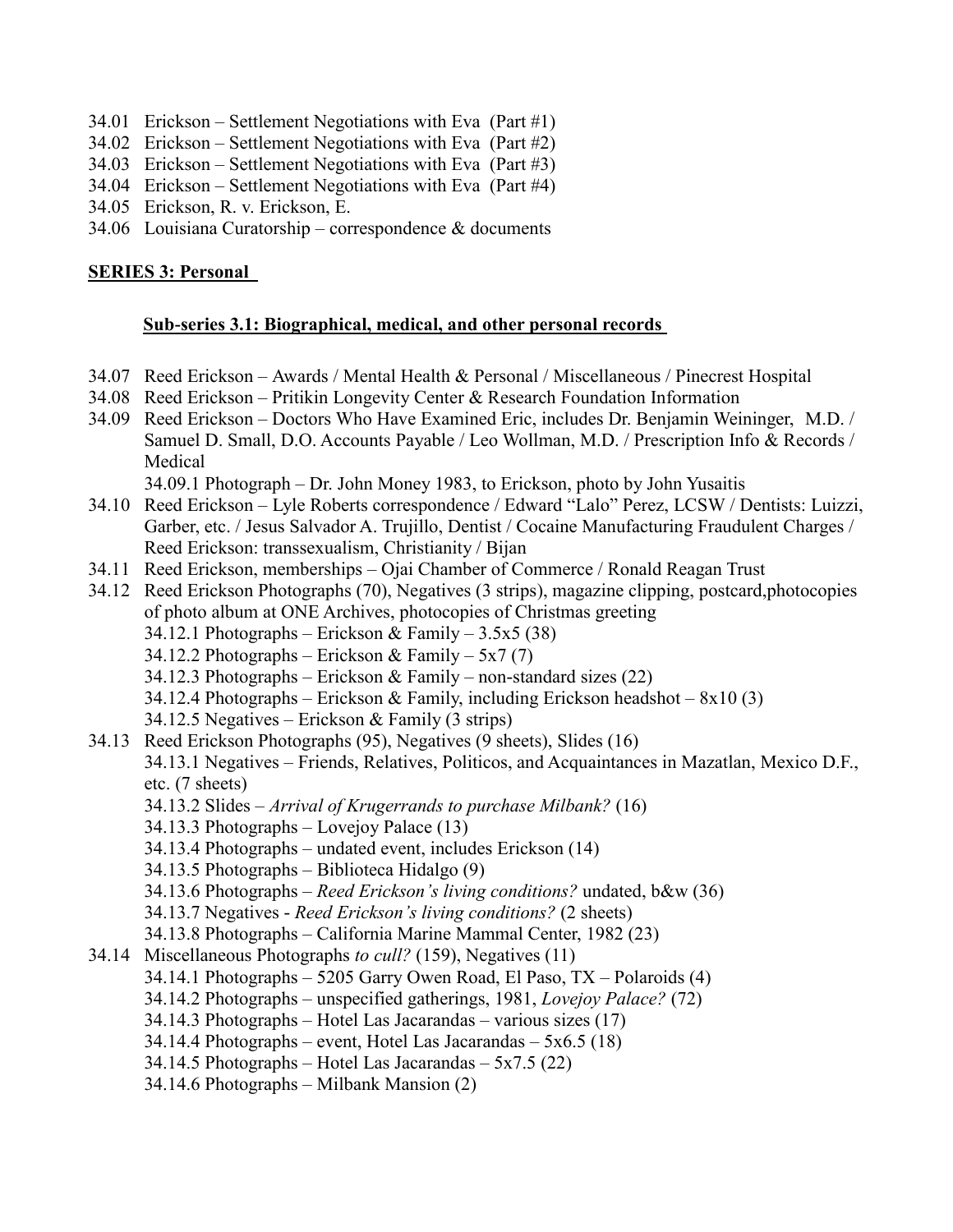34.01 Erickson – Settlement Negotiations with Eva (Part #1)
34.02 Erickson – Settlement Negotiations with Eva (Part #2)
34.03 Erickson – Settlement Negotiations with Eva (Part #3)
34.04 Erickson – Settlement Negotiations with Eva (Part #4)
34.05 Erickson, R. v. Erickson, E.
34.06 Louisiana Curatorship – correspondence & documents

**SERIES 3: Personal**

**Sub-series 3.1: Biographical, medical, and other personal records**

34.07 Reed Erickson – Awards / Mental Health & Personal / Miscellaneous / Pinecrest Hospital
34.08 Reed Erickson – Pritikin Longevity Center & Research Foundation Information
34.09 Reed Erickson – Doctors Who Have Examined Eric, includes Dr. Benjamin Weininger, M.D. / Samuel D. Small, D.O. Accounts Payable / Leo Wollman, M.D. / Prescription Info & Records / Medical
 34.09.1 Photograph – Dr. John Money 1983, to Erickson, photo by John Yusaitis
34.10 Reed Erickson – Lyle Roberts correspondence / Edward "Lalo" Perez, LCSW / Dentists: Luizzi, Garber, etc. / Jesus Salvador A. Trujillo, Dentist / Cocaine Manufacturing Fraudulent Charges / Reed Erickson: transsexualism, Christianity / Bijan
34.11 Reed Erickson, memberships – Ojai Chamber of Commerce / Ronald Reagan Trust
34.12 Reed Erickson Photographs (70), Negatives (3 strips), magazine clipping, postcard,photocopies of photo album at ONE Archives, photocopies of Christmas greeting
 34.12.1 Photographs – Erickson & Family – 3.5x5 (38)
 34.12.2 Photographs – Erickson & Family – 5x7 (7)
 34.12.3 Photographs – Erickson & Family – non-standard sizes (22)
 34.12.4 Photographs – Erickson & Family, including Erickson headshot – 8x10 (3)
 34.12.5 Negatives – Erickson & Family (3 strips)
34.13 Reed Erickson Photographs (95), Negatives (9 sheets), Slides (16)
 34.13.1 Negatives – Friends, Relatives, Politicos, and Acquaintances in Mazatlan, Mexico D.F., etc. (7 sheets)
 34.13.2 Slides – *Arrival of Krugerrands to purchase Milbank?* (16)
 34.13.3 Photographs – Lovejoy Palace (13)
 34.13.4 Photographs – undated event, includes Erickson (14)
 34.13.5 Photographs – Biblioteca Hidalgo (9)
 34.13.6 Photographs – *Reed Erickson's living conditions?* undated, b&w (36)
 34.13.7 Negatives - *Reed Erickson's living conditions?* (2 sheets)
 34.13.8 Photographs – California Marine Mammal Center, 1982 (23)
34.14 Miscellaneous Photographs *to cull?* (159), Negatives (11)
 34.14.1 Photographs – 5205 Garry Owen Road, El Paso, TX – Polaroids (4)
 34.14.2 Photographs – unspecified gatherings, 1981, *Lovejoy Palace?* (72)
 34.14.3 Photographs – Hotel Las Jacarandas – various sizes (17)
 34.14.4 Photographs – event, Hotel Las Jacarandas – 5x6.5 (18)
 34.14.5 Photographs – Hotel Las Jacarandas – 5x7.5 (22)
 34.14.6 Photographs – Milbank Mansion (2)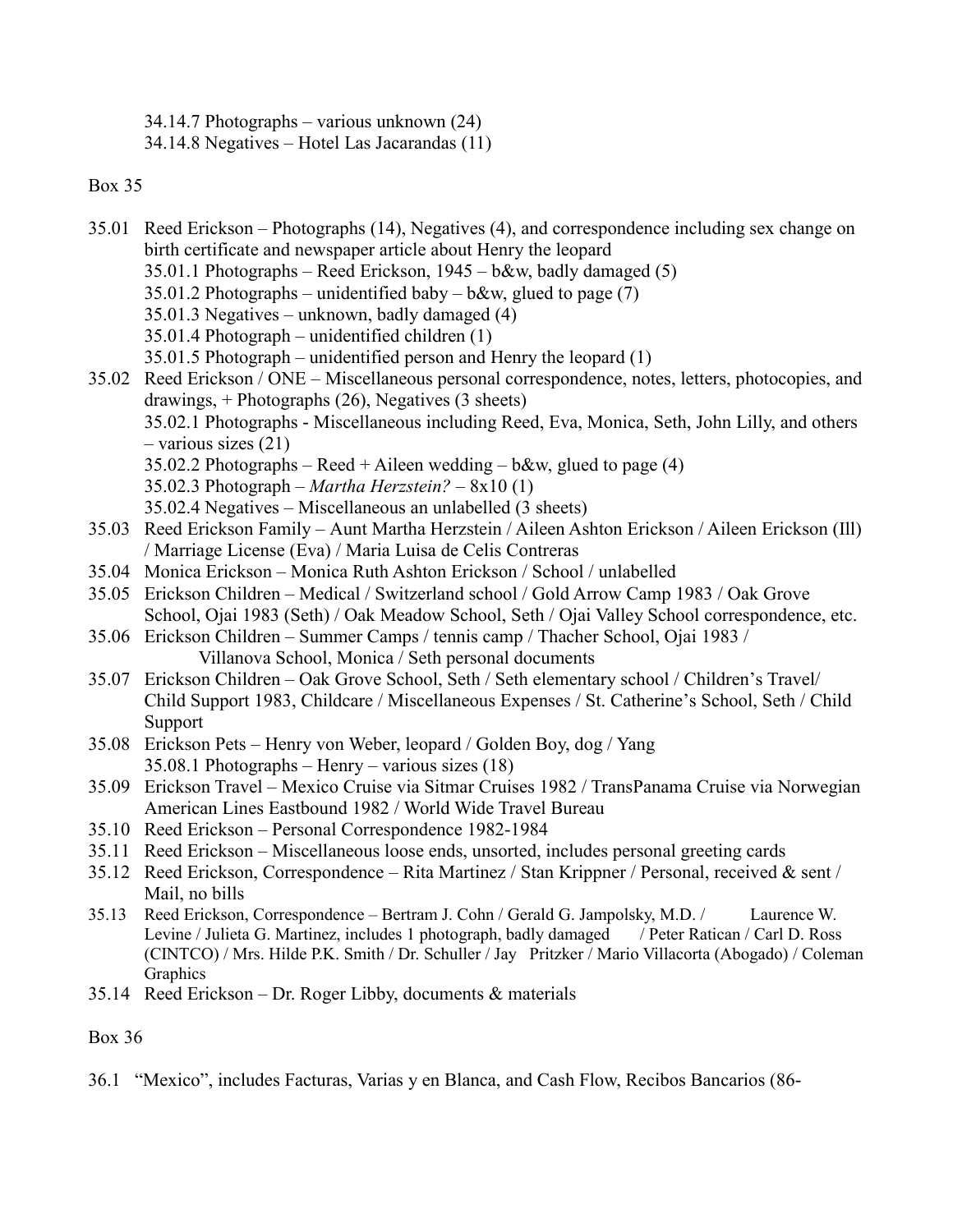34.14.7 Photographs – various unknown (24)
34.14.8 Negatives – Hotel Las Jacarandas (11)

Box 35

35.01 Reed Erickson – Photographs (14), Negatives (4), and correspondence including sex change on birth certificate and newspaper article about Henry the leopard
  35.01.1 Photographs – Reed Erickson, 1945 – b&w, badly damaged (5)
  35.01.2 Photographs – unidentified baby – b&w, glued to page (7)
  35.01.3 Negatives – unknown, badly damaged (4)
  35.01.4 Photograph – unidentified children (1)
  35.01.5 Photograph – unidentified person and Henry the leopard (1)

35.02 Reed Erickson / ONE – Miscellaneous personal correspondence, notes, letters, photocopies, and drawings, + Photographs (26), Negatives (3 sheets)
  35.02.1 Photographs - Miscellaneous including Reed, Eva, Monica, Seth, John Lilly, and others – various sizes (21)
  35.02.2 Photographs – Reed + Aileen wedding – b&w, glued to page (4)
  35.02.3 Photograph – *Martha Herzstein?* – 8x10 (1)
  35.02.4 Negatives – Miscellaneous an unlabelled (3 sheets)

35.03 Reed Erickson Family – Aunt Martha Herzstein / Aileen Ashton Erickson / Aileen Erickson (Ill) / Marriage License (Eva) / Maria Luisa de Celis Contreras

35.04 Monica Erickson – Monica Ruth Ashton Erickson / School / unlabelled

35.05 Erickson Children – Medical / Switzerland school / Gold Arrow Camp 1983 / Oak Grove School, Ojai 1983 (Seth) / Oak Meadow School, Seth / Ojai Valley School correspondence, etc.

35.06 Erickson Children – Summer Camps / tennis camp / Thacher School, Ojai 1983 / Villanova School, Monica / Seth personal documents

35.07 Erickson Children – Oak Grove School, Seth / Seth elementary school / Children's Travel/ Child Support 1983, Childcare / Miscellaneous Expenses / St. Catherine's School, Seth / Child Support

35.08 Erickson Pets – Henry von Weber, leopard / Golden Boy, dog / Yang
  35.08.1 Photographs – Henry – various sizes (18)

35.09 Erickson Travel – Mexico Cruise via Sitmar Cruises 1982 / TransPanama Cruise via Norwegian American Lines Eastbound 1982 / World Wide Travel Bureau

35.10 Reed Erickson – Personal Correspondence 1982-1984

35.11 Reed Erickson – Miscellaneous loose ends, unsorted, includes personal greeting cards

35.12 Reed Erickson, Correspondence – Rita Martinez / Stan Krippner / Personal, received & sent / Mail, no bills

35.13 Reed Erickson, Correspondence – Bertram J. Cohn / Gerald G. Jampolsky, M.D. / Laurence W. Levine / Julieta G. Martinez, includes 1 photograph, badly damaged / Peter Ratican / Carl D. Ross (CINTCO) / Mrs. Hilde P.K. Smith / Dr. Schuller / Jay Pritzker / Mario Villacorta (Abogado) / Coleman Graphics

35.14 Reed Erickson – Dr. Roger Libby, documents & materials

Box 36

36.1 "Mexico", includes Facturas, Varias y en Blanca, and Cash Flow, Recibos Bancarios (86-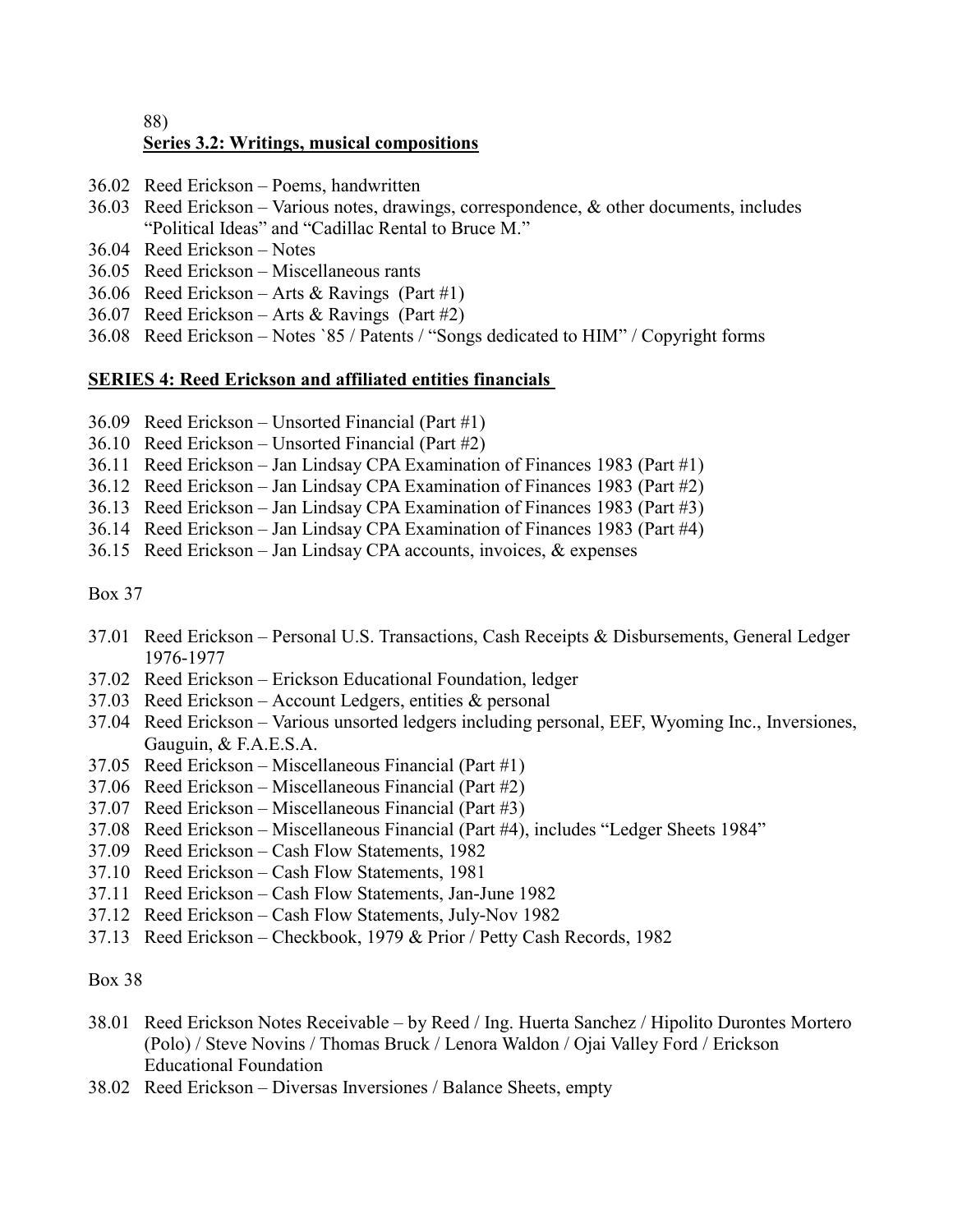88)

**Series 3.2: Writings, musical compositions**

36.02 Reed Erickson – Poems, handwritten
36.03 Reed Erickson – Various notes, drawings, correspondence, & other documents, includes "Political Ideas" and "Cadillac Rental to Bruce M."
36.04 Reed Erickson – Notes
36.05 Reed Erickson – Miscellaneous rants
36.06 Reed Erickson – Arts & Ravings (Part #1)
36.07 Reed Erickson – Arts & Ravings (Part #2)
36.08 Reed Erickson – Notes `85 / Patents / "Songs dedicated to HIM" / Copyright forms

**SERIES 4: Reed Erickson and affiliated entities financials**

36.09 Reed Erickson – Unsorted Financial (Part #1)
36.10 Reed Erickson – Unsorted Financial (Part #2)
36.11 Reed Erickson – Jan Lindsay CPA Examination of Finances 1983 (Part #1)
36.12 Reed Erickson – Jan Lindsay CPA Examination of Finances 1983 (Part #2)
36.13 Reed Erickson – Jan Lindsay CPA Examination of Finances 1983 (Part #3)
36.14 Reed Erickson – Jan Lindsay CPA Examination of Finances 1983 (Part #4)
36.15 Reed Erickson – Jan Lindsay CPA accounts, invoices, & expenses

Box 37

37.01 Reed Erickson – Personal U.S. Transactions, Cash Receipts & Disbursements, General Ledger 1976-1977
37.02 Reed Erickson – Erickson Educational Foundation, ledger
37.03 Reed Erickson – Account Ledgers, entities & personal
37.04 Reed Erickson – Various unsorted ledgers including personal, EEF, Wyoming Inc., Inversiones, Gauguin, & F.A.E.S.A.
37.05 Reed Erickson – Miscellaneous Financial (Part #1)
37.06 Reed Erickson – Miscellaneous Financial (Part #2)
37.07 Reed Erickson – Miscellaneous Financial (Part #3)
37.08 Reed Erickson – Miscellaneous Financial (Part #4), includes "Ledger Sheets 1984"
37.09 Reed Erickson – Cash Flow Statements, 1982
37.10 Reed Erickson – Cash Flow Statements, 1981
37.11 Reed Erickson – Cash Flow Statements, Jan-June 1982
37.12 Reed Erickson – Cash Flow Statements, July-Nov 1982
37.13 Reed Erickson – Checkbook, 1979 & Prior / Petty Cash Records, 1982

Box 38

38.01 Reed Erickson Notes Receivable – by Reed / Ing. Huerta Sanchez / Hipolito Durontes Mortero (Polo) / Steve Novins / Thomas Bruck / Lenora Waldon / Ojai Valley Ford / Erickson Educational Foundation
38.02 Reed Erickson – Diversas Inversiones / Balance Sheets, empty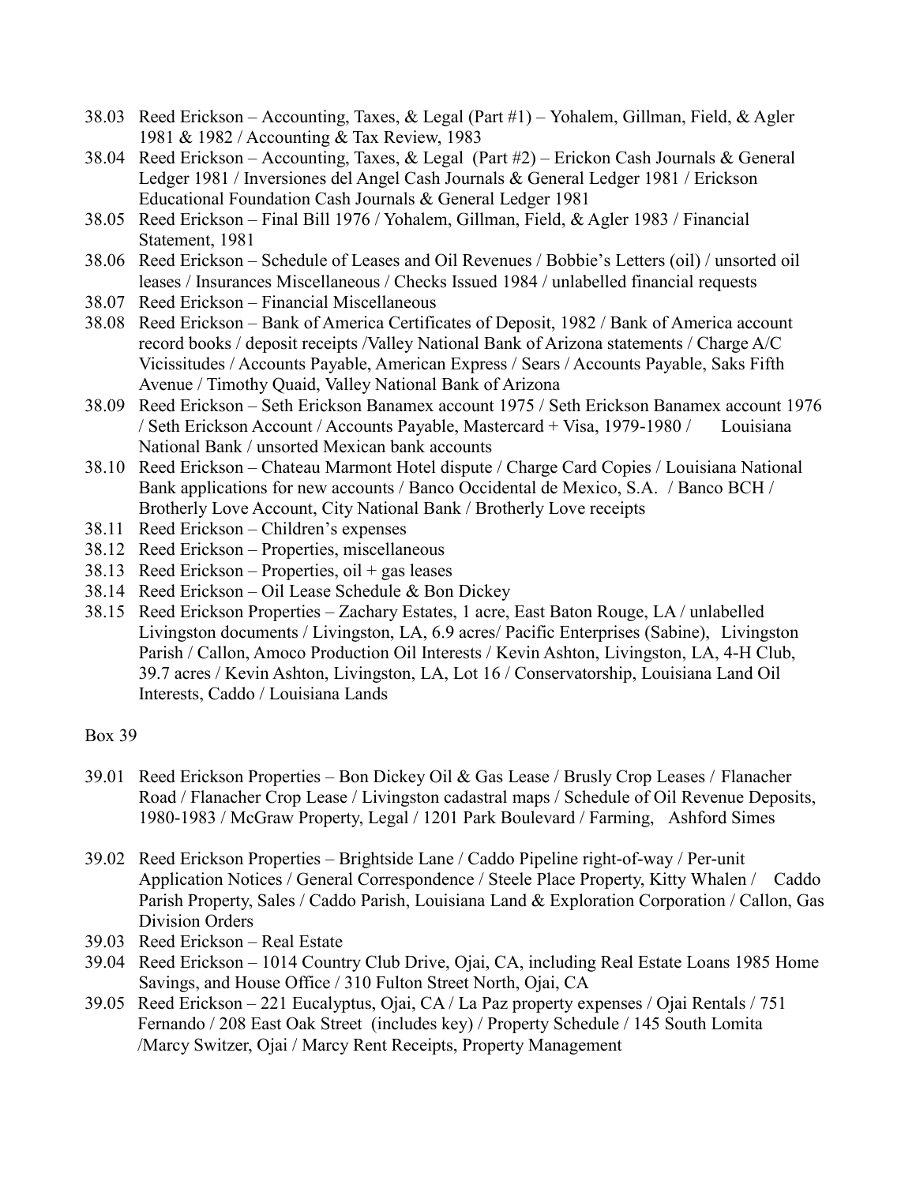38.03 Reed Erickson – Accounting, Taxes, & Legal (Part #1) – Yohalem, Gillman, Field, & Agler 1981 & 1982 / Accounting & Tax Review, 1983

38.04 Reed Erickson – Accounting, Taxes, & Legal (Part #2) – Erickon Cash Journals & General Ledger 1981 / Inversiones del Angel Cash Journals & General Ledger 1981 / Erickson Educational Foundation Cash Journals & General Ledger 1981

38.05 Reed Erickson – Final Bill 1976 / Yohalem, Gillman, Field, & Agler 1983 / Financial Statement, 1981

38.06 Reed Erickson – Schedule of Leases and Oil Revenues / Bobbie's Letters (oil) / unsorted oil leases / Insurances Miscellaneous / Checks Issued 1984 / unlabelled financial requests

38.07 Reed Erickson – Financial Miscellaneous

38.08 Reed Erickson – Bank of America Certificates of Deposit, 1982 / Bank of America account record books / deposit receipts /Valley National Bank of Arizona statements / Charge A/C Vicissitudes / Accounts Payable, American Express / Sears / Accounts Payable, Saks Fifth Avenue / Timothy Quaid, Valley National Bank of Arizona

38.09 Reed Erickson – Seth Erickson Banamex account 1975 / Seth Erickson Banamex account 1976 / Seth Erickson Account / Accounts Payable, Mastercard + Visa, 1979-1980 / Louisiana National Bank / unsorted Mexican bank accounts

38.10 Reed Erickson – Chateau Marmont Hotel dispute / Charge Card Copies / Louisiana National Bank applications for new accounts / Banco Occidental de Mexico, S.A. / Banco BCH / Brotherly Love Account, City National Bank / Brotherly Love receipts

38.11 Reed Erickson – Children's expenses

38.12 Reed Erickson – Properties, miscellaneous

38.13 Reed Erickson – Properties, oil + gas leases

38.14 Reed Erickson – Oil Lease Schedule & Bon Dickey

38.15 Reed Erickson Properties – Zachary Estates, 1 acre, East Baton Rouge, LA / unlabelled Livingston documents / Livingston, LA, 6.9 acres/ Pacific Enterprises (Sabine), Livingston Parish / Callon, Amoco Production Oil Interests / Kevin Ashton, Livingston, LA, 4-H Club, 39.7 acres / Kevin Ashton, Livingston, LA, Lot 16 / Conservatorship, Louisiana Land Oil Interests, Caddo / Louisiana Lands

Box 39

39.01 Reed Erickson Properties – Bon Dickey Oil & Gas Lease / Brusly Crop Leases / Flanacher Road / Flanacher Crop Lease / Livingston cadastral maps / Schedule of Oil Revenue Deposits, 1980-1983 / McGraw Property, Legal / 1201 Park Boulevard / Farming, Ashford Simes

39.02 Reed Erickson Properties – Brightside Lane / Caddo Pipeline right-of-way / Per-unit Application Notices / General Correspondence / Steele Place Property, Kitty Whalen / Caddo Parish Property, Sales / Caddo Parish, Louisiana Land & Exploration Corporation / Callon, Gas Division Orders

39.03 Reed Erickson – Real Estate

39.04 Reed Erickson – 1014 Country Club Drive, Ojai, CA, including Real Estate Loans 1985 Home Savings, and House Office / 310 Fulton Street North, Ojai, CA

39.05 Reed Erickson – 221 Eucalyptus, Ojai, CA / La Paz property expenses / Ojai Rentals / 751 Fernando / 208 East Oak Street (includes key) / Property Schedule / 145 South Lomita /Marcy Switzer, Ojai / Marcy Rent Receipts, Property Management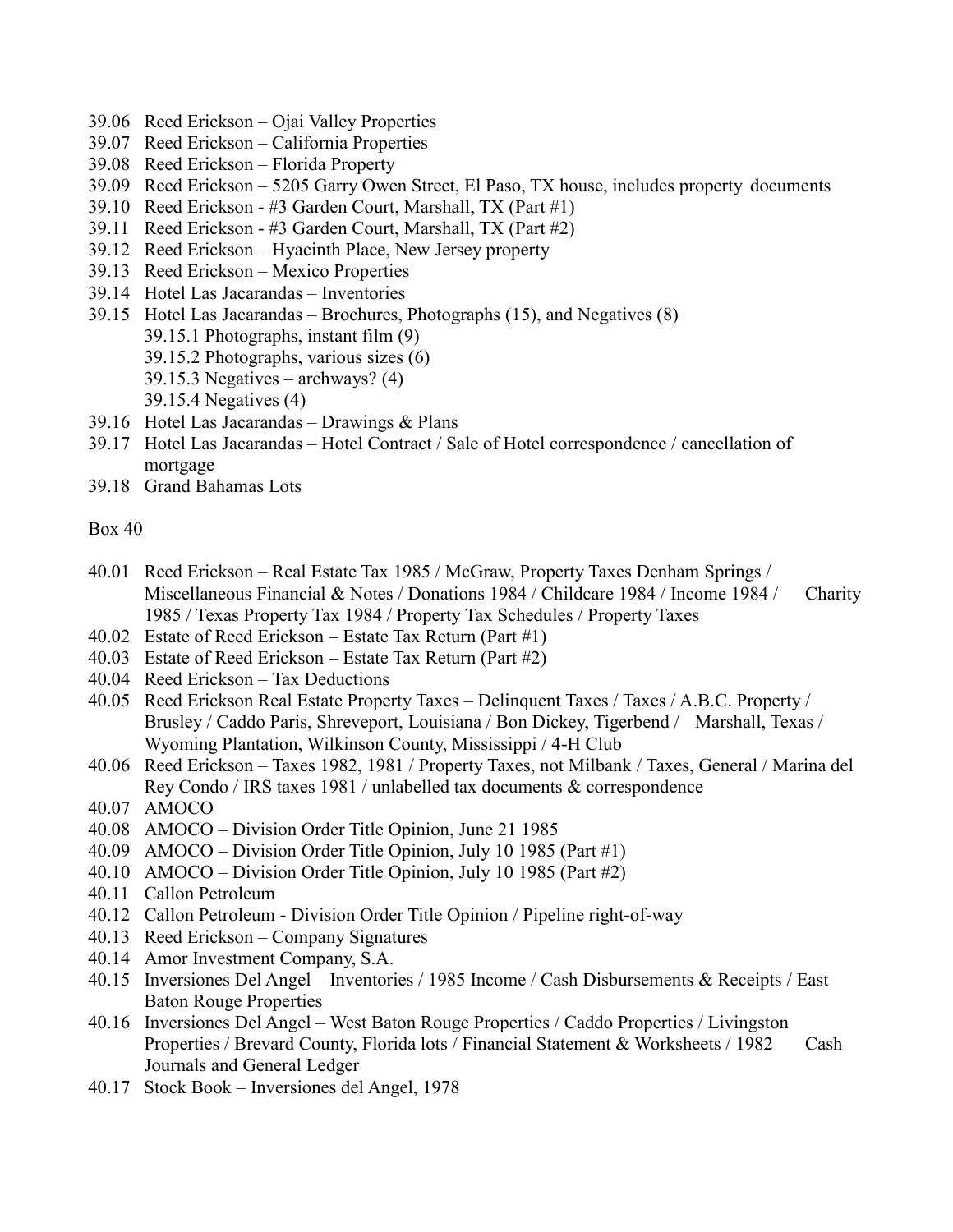- 39.06 Reed Erickson – Ojai Valley Properties
- 39.07 Reed Erickson – California Properties
- 39.08 Reed Erickson – Florida Property
- 39.09 Reed Erickson – 5205 Garry Owen Street, El Paso, TX house, includes property documents
- 39.10 Reed Erickson - #3 Garden Court, Marshall, TX (Part #1)
- 39.11 Reed Erickson - #3 Garden Court, Marshall, TX (Part #2)
- 39.12 Reed Erickson – Hyacinth Place, New Jersey property
- 39.13 Reed Erickson – Mexico Properties
- 39.14 Hotel Las Jacarandas – Inventories
- 39.15 Hotel Las Jacarandas – Brochures, Photographs (15), and Negatives (8)
  - 39.15.1 Photographs, instant film (9)
  - 39.15.2 Photographs, various sizes (6)
  - 39.15.3 Negatives – archways? (4)
  - 39.15.4 Negatives (4)
- 39.16 Hotel Las Jacarandas – Drawings & Plans
- 39.17 Hotel Las Jacarandas – Hotel Contract / Sale of Hotel correspondence / cancellation of mortgage
- 39.18 Grand Bahamas Lots

Box 40

- 40.01 Reed Erickson – Real Estate Tax 1985 / McGraw, Property Taxes Denham Springs / Miscellaneous Financial & Notes / Donations 1984 / Childcare 1984 / Income 1984 / Charity 1985 / Texas Property Tax 1984 / Property Tax Schedules / Property Taxes
- 40.02 Estate of Reed Erickson – Estate Tax Return (Part #1)
- 40.03 Estate of Reed Erickson – Estate Tax Return (Part #2)
- 40.04 Reed Erickson – Tax Deductions
- 40.05 Reed Erickson Real Estate Property Taxes – Delinquent Taxes / Taxes / A.B.C. Property / Brusley / Caddo Paris, Shreveport, Louisiana / Bon Dickey, Tigerbend / Marshall, Texas / Wyoming Plantation, Wilkinson County, Mississippi / 4-H Club
- 40.06 Reed Erickson – Taxes 1982, 1981 / Property Taxes, not Milbank / Taxes, General / Marina del Rey Condo / IRS taxes 1981 / unlabelled tax documents & correspondence
- 40.07 AMOCO
- 40.08 AMOCO – Division Order Title Opinion, June 21 1985
- 40.09 AMOCO – Division Order Title Opinion, July 10 1985 (Part #1)
- 40.10 AMOCO – Division Order Title Opinion, July 10 1985 (Part #2)
- 40.11 Callon Petroleum
- 40.12 Callon Petroleum - Division Order Title Opinion / Pipeline right-of-way
- 40.13 Reed Erickson – Company Signatures
- 40.14 Amor Investment Company, S.A.
- 40.15 Inversiones Del Angel – Inventories / 1985 Income / Cash Disbursements & Receipts / East Baton Rouge Properties
- 40.16 Inversiones Del Angel – West Baton Rouge Properties / Caddo Properties / Livingston Properties / Brevard County, Florida lots / Financial Statement & Worksheets / 1982 Cash Journals and General Ledger
- 40.17 Stock Book – Inversiones del Angel, 1978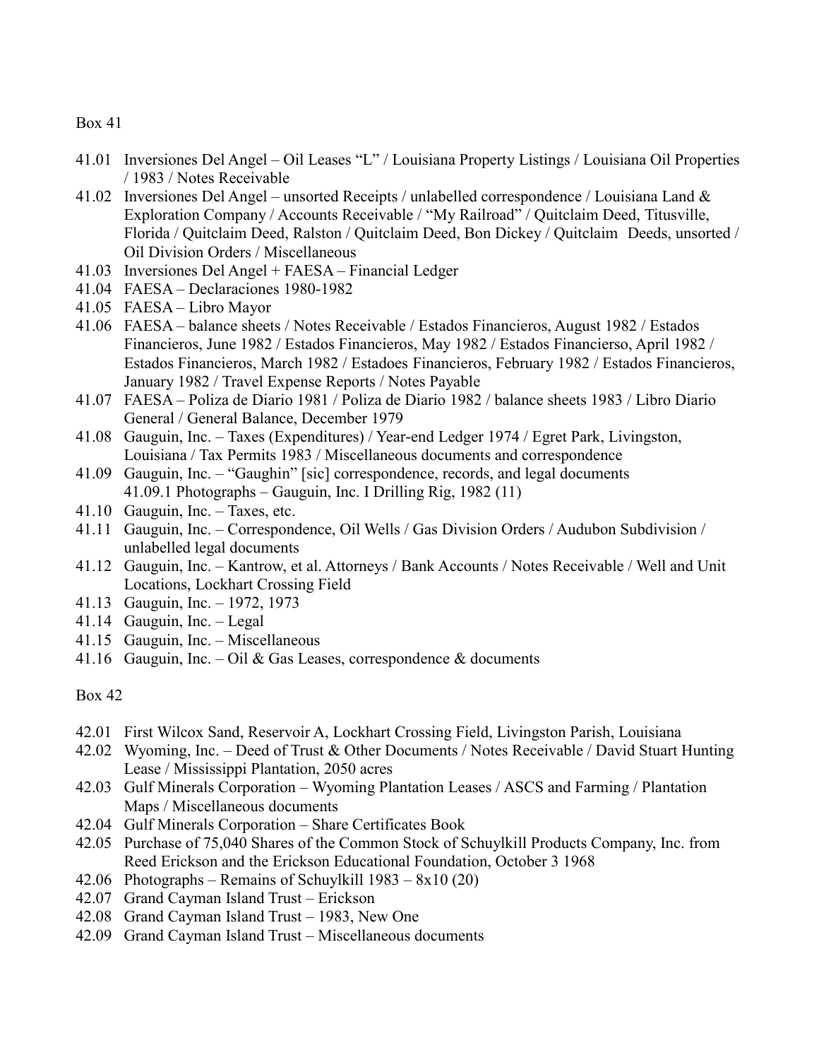Box 41

- 41.01 Inversiones Del Angel – Oil Leases "L" / Louisiana Property Listings / Louisiana Oil Properties / 1983 / Notes Receivable
- 41.02 Inversiones Del Angel – unsorted Receipts / unlabelled correspondence / Louisiana Land & Exploration Company / Accounts Receivable / "My Railroad" / Quitclaim Deed, Titusville, Florida / Quitclaim Deed, Ralston / Quitclaim Deed, Bon Dickey / Quitclaim Deeds, unsorted / Oil Division Orders / Miscellaneous
- 41.03 Inversiones Del Angel + FAESA – Financial Ledger
- 41.04 FAESA – Declaraciones 1980-1982
- 41.05 FAESA – Libro Mayor
- 41.06 FAESA – balance sheets / Notes Receivable / Estados Financieros, August 1982 / Estados Financieros, June 1982 / Estados Financieros, May 1982 / Estados Financierso, April 1982 / Estados Financieros, March 1982 / Estadoes Financieros, February 1982 / Estados Financieros, January 1982 / Travel Expense Reports / Notes Payable
- 41.07 FAESA – Poliza de Diario 1981 / Poliza de Diario 1982 / balance sheets 1983 / Libro Diario General / General Balance, December 1979
- 41.08 Gauguin, Inc. – Taxes (Expenditures) / Year-end Ledger 1974 / Egret Park, Livingston, Louisiana / Tax Permits 1983 / Miscellaneous documents and correspondence
- 41.09 Gauguin, Inc. – "Gaughin" [sic] correspondence, records, and legal documents
  - 41.09.1 Photographs – Gauguin, Inc. I Drilling Rig, 1982 (11)
- 41.10 Gauguin, Inc. – Taxes, etc.
- 41.11 Gauguin, Inc. – Correspondence, Oil Wells / Gas Division Orders / Audubon Subdivision / unlabelled legal documents
- 41.12 Gauguin, Inc. – Kantrow, et al. Attorneys / Bank Accounts / Notes Receivable / Well and Unit Locations, Lockhart Crossing Field
- 41.13 Gauguin, Inc. – 1972, 1973
- 41.14 Gauguin, Inc. – Legal
- 41.15 Gauguin, Inc. – Miscellaneous
- 41.16 Gauguin, Inc. – Oil & Gas Leases, correspondence & documents

Box 42

- 42.01 First Wilcox Sand, Reservoir A, Lockhart Crossing Field, Livingston Parish, Louisiana
- 42.02 Wyoming, Inc. – Deed of Trust & Other Documents / Notes Receivable / David Stuart Hunting Lease / Mississippi Plantation, 2050 acres
- 42.03 Gulf Minerals Corporation – Wyoming Plantation Leases / ASCS and Farming / Plantation Maps / Miscellaneous documents
- 42.04 Gulf Minerals Corporation – Share Certificates Book
- 42.05 Purchase of 75,040 Shares of the Common Stock of Schuylkill Products Company, Inc. from Reed Erickson and the Erickson Educational Foundation, October 3 1968
- 42.06 Photographs – Remains of Schuylkill 1983 – 8x10 (20)
- 42.07 Grand Cayman Island Trust – Erickson
- 42.08 Grand Cayman Island Trust – 1983, New One
- 42.09 Grand Cayman Island Trust – Miscellaneous documents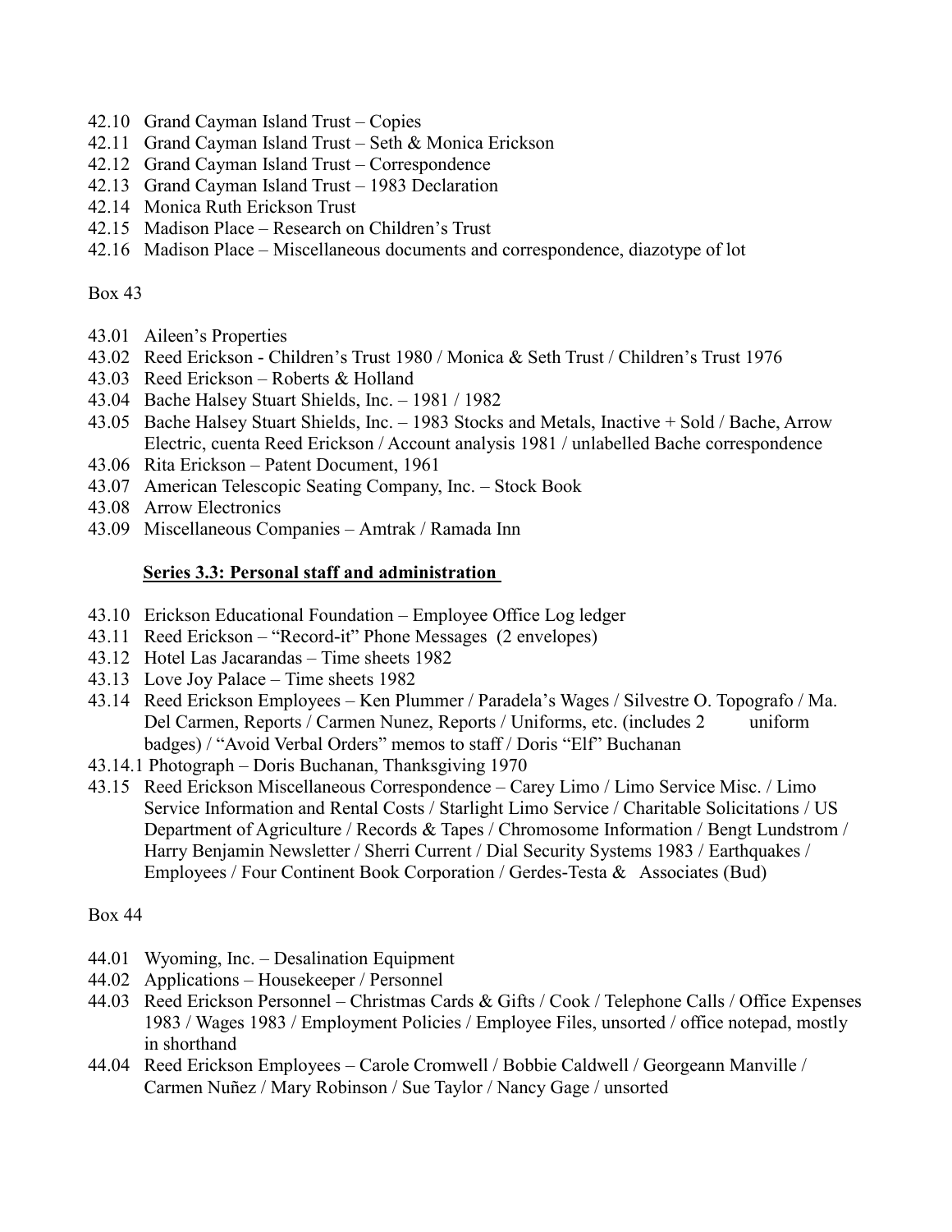42.10 Grand Cayman Island Trust – Copies
42.11 Grand Cayman Island Trust – Seth & Monica Erickson
42.12 Grand Cayman Island Trust – Correspondence
42.13 Grand Cayman Island Trust – 1983 Declaration
42.14 Monica Ruth Erickson Trust
42.15 Madison Place – Research on Children's Trust
42.16 Madison Place – Miscellaneous documents and correspondence, diazotype of lot

Box 43

43.01 Aileen's Properties
43.02 Reed Erickson - Children's Trust 1980 / Monica & Seth Trust / Children's Trust 1976
43.03 Reed Erickson – Roberts & Holland
43.04 Bache Halsey Stuart Shields, Inc. – 1981 / 1982
43.05 Bache Halsey Stuart Shields, Inc. – 1983 Stocks and Metals, Inactive + Sold / Bache, Arrow Electric, cuenta Reed Erickson / Account analysis 1981 / unlabelled Bache correspondence
43.06 Rita Erickson – Patent Document, 1961
43.07 American Telescopic Seating Company, Inc. – Stock Book
43.08 Arrow Electronics
43.09 Miscellaneous Companies – Amtrak / Ramada Inn

**Series 3.3: Personal staff and administration**

43.10 Erickson Educational Foundation – Employee Office Log ledger
43.11 Reed Erickson – "Record-it" Phone Messages (2 envelopes)
43.12 Hotel Las Jacarandas – Time sheets 1982
43.13 Love Joy Palace – Time sheets 1982
43.14 Reed Erickson Employees – Ken Plummer / Paradela's Wages / Silvestre O. Topografo / Ma. Del Carmen, Reports / Carmen Nunez, Reports / Uniforms, etc. (includes 2 uniform badges) / "Avoid Verbal Orders" memos to staff / Doris "Elf" Buchanan
43.14.1 Photograph – Doris Buchanan, Thanksgiving 1970
43.15 Reed Erickson Miscellaneous Correspondence – Carey Limo / Limo Service Misc. / Limo Service Information and Rental Costs / Starlight Limo Service / Charitable Solicitations / US Department of Agriculture / Records & Tapes / Chromosome Information / Bengt Lundstrom / Harry Benjamin Newsletter / Sherri Current / Dial Security Systems 1983 / Earthquakes / Employees / Four Continent Book Corporation / Gerdes-Testa & Associates (Bud)

Box 44

44.01 Wyoming, Inc. – Desalination Equipment
44.02 Applications – Housekeeper / Personnel
44.03 Reed Erickson Personnel – Christmas Cards & Gifts / Cook / Telephone Calls / Office Expenses 1983 / Wages 1983 / Employment Policies / Employee Files, unsorted / office notepad, mostly in shorthand
44.04 Reed Erickson Employees – Carole Cromwell / Bobbie Caldwell / Georgeann Manville / Carmen Nuñez / Mary Robinson / Sue Taylor / Nancy Gage / unsorted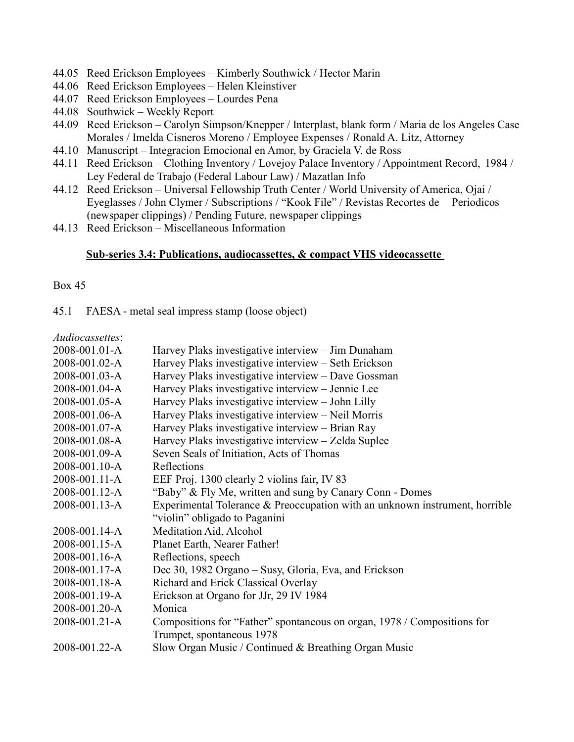44.05 Reed Erickson Employees – Kimberly Southwick / Hector Marin
44.06 Reed Erickson Employees – Helen Kleinstiver
44.07 Reed Erickson Employees – Lourdes Pena
44.08 Southwick – Weekly Report
44.09 Reed Erickson – Carolyn Simpson/Knepper / Interplast, blank form / Maria de los Angeles Case Morales / Imelda Cisneros Moreno / Employee Expenses / Ronald A. Litz, Attorney
44.10 Manuscript – Integracion Emocional en Amor, by Graciela V. de Ross
44.11 Reed Erickson – Clothing Inventory / Lovejoy Palace Inventory / Appointment Record, 1984 / Ley Federal de Trabajo (Federal Labour Law) / Mazatlan Info
44.12 Reed Erickson – Universal Fellowship Truth Center / World University of America, Ojai / Eyeglasses / John Clymer / Subscriptions / "Kook File" / Revistas Recortes de Periodicos (newspaper clippings) / Pending Future, newspaper clippings
44.13 Reed Erickson – Miscellaneous Information

**Sub-series 3.4: Publications, audiocassettes, & compact VHS videocassette**

Box 45

45.1 FAESA - metal seal impress stamp (loose object)

*Audiocassettes*:

2008-001.01-A Harvey Plaks investigative interview – Jim Dunaham
2008-001.02-A Harvey Plaks investigative interview – Seth Erickson
2008-001.03-A Harvey Plaks investigative interview – Dave Gossman
2008-001.04-A Harvey Plaks investigative interview – Jennie Lee
2008-001.05-A Harvey Plaks investigative interview – John Lilly
2008-001.06-A Harvey Plaks investigative interview – Neil Morris
2008-001.07-A Harvey Plaks investigative interview – Brian Ray
2008-001.08-A Harvey Plaks investigative interview – Zelda Suplee
2008-001.09-A Seven Seals of Initiation, Acts of Thomas
2008-001.10-A Reflections
2008-001.11-A EEF Proj. 1300 clearly 2 violins fair, IV 83
2008-001.12-A "Baby" & Fly Me, written and sung by Canary Conn - Domes
2008-001.13-A Experimental Tolerance & Preoccupation with an unknown instrument, horrible "violin" obligado to Paganini
2008-001.14-A Meditation Aid, Alcohol
2008-001.15-A Planet Earth, Nearer Father!
2008-001.16-A Reflections, speech
2008-001.17-A Dec 30, 1982 Organo – Susy, Gloria, Eva, and Erickson
2008-001.18-A Richard and Erick Classical Overlay
2008-001.19-A Erickson at Organo for JJr, 29 IV 1984
2008-001.20-A Monica
2008-001.21-A Compositions for "Father" spontaneous on organ, 1978 / Compositions for Trumpet, spontaneous 1978
2008-001.22-A Slow Organ Music / Continued & Breathing Organ Music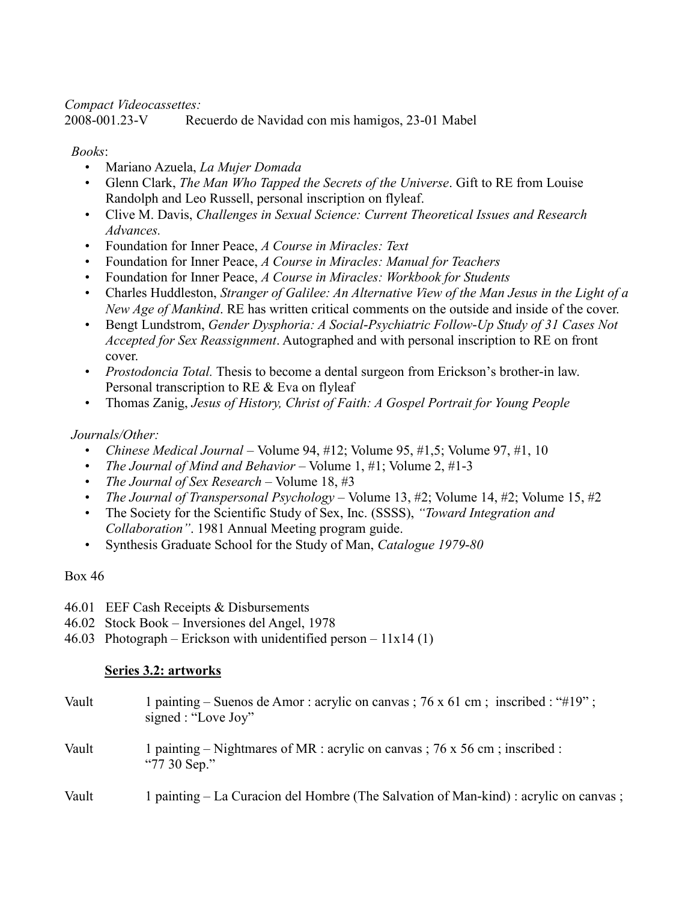*Compact Videocassettes:*

2008-001.23-V Recuerdo de Navidad con mis hamigos, 23-01 Mabel

*Books*:

- Mariano Azuela, *La Mujer Domada*
- Glenn Clark, *The Man Who Tapped the Secrets of the Universe*. Gift to RE from Louise Randolph and Leo Russell, personal inscription on flyleaf.
- Clive M. Davis, *Challenges in Sexual Science: Current Theoretical Issues and Research Advances.*
- Foundation for Inner Peace, *A Course in Miracles: Text*
- Foundation for Inner Peace, *A Course in Miracles: Manual for Teachers*
- Foundation for Inner Peace, *A Course in Miracles: Workbook for Students*
- Charles Huddleston, *Stranger of Galilee: An Alternative View of the Man Jesus in the Light of a New Age of Mankind*. RE has written critical comments on the outside and inside of the cover.
- Bengt Lundstrom, *Gender Dysphoria: A Social-Psychiatric Follow-Up Study of 31 Cases Not Accepted for Sex Reassignment*. Autographed and with personal inscription to RE on front cover.
- *Prostodoncia Total.* Thesis to become a dental surgeon from Erickson's brother-in law. Personal transcription to RE & Eva on flyleaf
- Thomas Zanig, *Jesus of History, Christ of Faith: A Gospel Portrait for Young People*

*Journals/Other:*

- *Chinese Medical Journal* – Volume 94, #12; Volume 95, #1,5; Volume 97, #1, 10
- *The Journal of Mind and Behavior* – Volume 1, #1; Volume 2, #1-3
- *The Journal of Sex Research* – Volume 18, #3
- *The Journal of Transpersonal Psychology* – Volume 13, #2; Volume 14, #2; Volume 15, #2
- The Society for the Scientific Study of Sex, Inc. (SSSS), *"Toward Integration and Collaboration"*. 1981 Annual Meeting program guide.
- Synthesis Graduate School for the Study of Man, *Catalogue 1979-80*

Box 46

46.01 EEF Cash Receipts & Disbursements

46.02 Stock Book – Inversiones del Angel, 1978

46.03 Photograph – Erickson with unidentified person – 11x14 (1)

**Series 3.2: artworks**

Vault 1 painting – Suenos de Amor : acrylic on canvas ; 76 x 61 cm ; inscribed : "#19" ; signed : "Love Joy"

Vault 1 painting – Nightmares of MR : acrylic on canvas ; 76 x 56 cm ; inscribed : "77 30 Sep."

Vault 1 painting – La Curacion del Hombre (The Salvation of Man-kind) : acrylic on canvas ;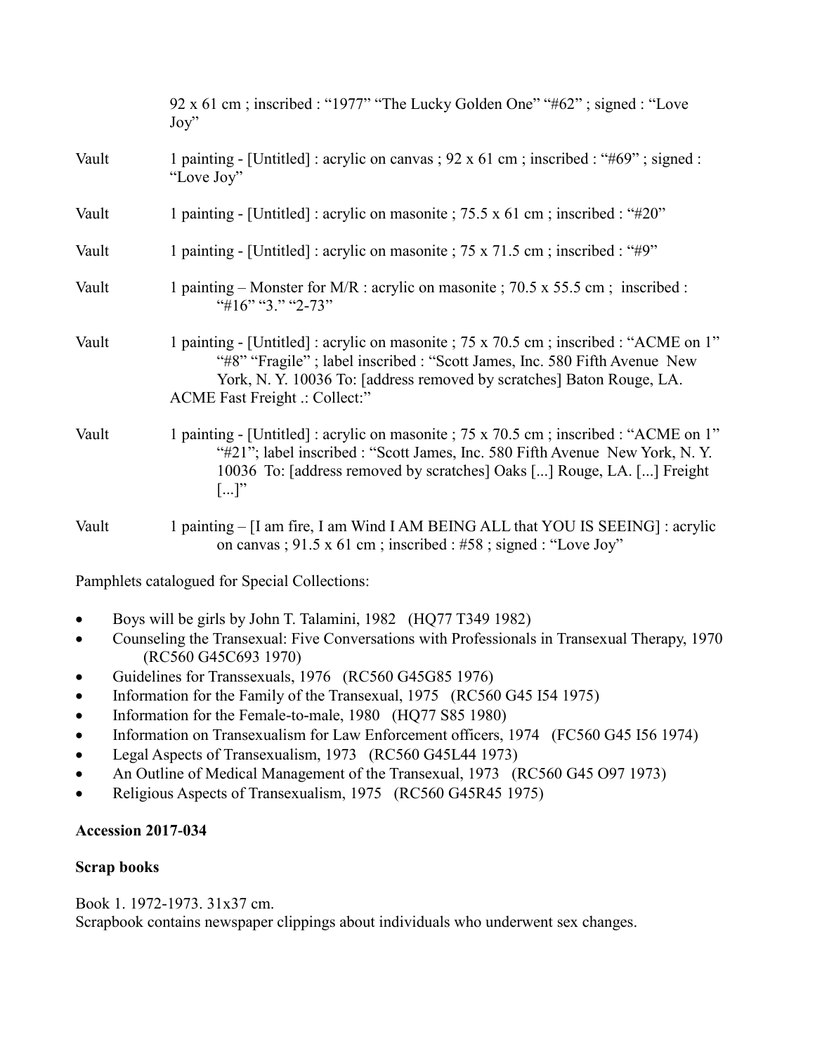92 x 61 cm ; inscribed : "1977" "The Lucky Golden One" "#62" ; signed : "Love Joy"

Vault 1 painting - [Untitled] : acrylic on canvas ; 92 x 61 cm ; inscribed : "#69" ; signed : "Love Joy"

Vault 1 painting - [Untitled] : acrylic on masonite ; 75.5 x 61 cm ; inscribed : "#20"

Vault 1 painting - [Untitled] : acrylic on masonite ; 75 x 71.5 cm ; inscribed : "#9"

Vault 1 painting – Monster for M/R : acrylic on masonite ; 70.5 x 55.5 cm ; inscribed : "#16" "3." "2-73"

Vault 1 painting - [Untitled] : acrylic on masonite ; 75 x 70.5 cm ; inscribed : "ACME on 1" "#8" "Fragile" ; label inscribed : "Scott James, Inc. 580 Fifth Avenue New York, N. Y. 10036 To: [address removed by scratches] Baton Rouge, LA. ACME Fast Freight .: Collect:"

Vault 1 painting - [Untitled] : acrylic on masonite ; 75 x 70.5 cm ; inscribed : "ACME on 1" "#21"; label inscribed : "Scott James, Inc. 580 Fifth Avenue New York, N. Y. 10036 To: [address removed by scratches] Oaks [...] Rouge, LA. [...] Freight [...]"

Vault 1 painting – [I am fire, I am Wind I AM BEING ALL that YOU IS SEEING] : acrylic on canvas ; 91.5 x 61 cm ; inscribed : #58 ; signed : "Love Joy"

Pamphlets catalogued for Special Collections:

- Boys will be girls by John T. Talamini, 1982 (HQ77 T349 1982)
- Counseling the Transexual: Five Conversations with Professionals in Transexual Therapy, 1970 (RC560 G45C693 1970)
- Guidelines for Transsexuals, 1976 (RC560 G45G85 1976)
- Information for the Family of the Transexual, 1975 (RC560 G45 I54 1975)
- Information for the Female-to-male, 1980 (HQ77 S85 1980)
- Information on Transexualism for Law Enforcement officers, 1974 (FC560 G45 I56 1974)
- Legal Aspects of Transexualism, 1973 (RC560 G45L44 1973)
- An Outline of Medical Management of the Transexual, 1973 (RC560 G45 O97 1973)
- Religious Aspects of Transexualism, 1975 (RC560 G45R45 1975)

**Accession 2017-034**

**Scrap books**

Book 1. 1972-1973. 31x37 cm.
Scrapbook contains newspaper clippings about individuals who underwent sex changes.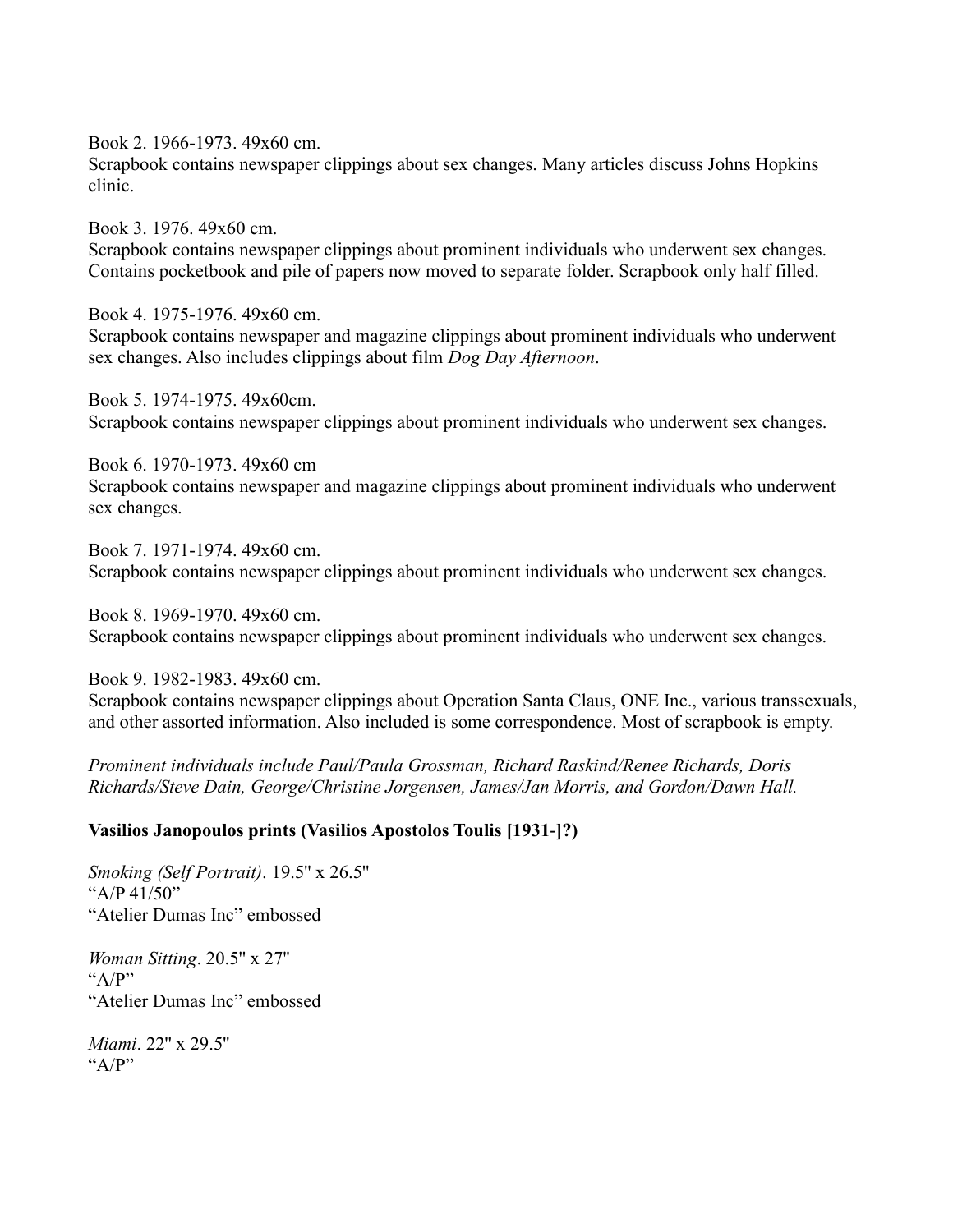Book 2. 1966-1973. 49x60 cm.
Scrapbook contains newspaper clippings about sex changes. Many articles discuss Johns Hopkins clinic.

Book 3. 1976. 49x60 cm.
Scrapbook contains newspaper clippings about prominent individuals who underwent sex changes. Contains pocketbook and pile of papers now moved to separate folder. Scrapbook only half filled.

Book 4. 1975-1976. 49x60 cm.
Scrapbook contains newspaper and magazine clippings about prominent individuals who underwent sex changes. Also includes clippings about film *Dog Day Afternoon*.

Book 5. 1974-1975. 49x60cm.
Scrapbook contains newspaper clippings about prominent individuals who underwent sex changes.

Book 6. 1970-1973. 49x60 cm
Scrapbook contains newspaper and magazine clippings about prominent individuals who underwent sex changes.

Book 7. 1971-1974. 49x60 cm.
Scrapbook contains newspaper clippings about prominent individuals who underwent sex changes.

Book 8. 1969-1970. 49x60 cm.
Scrapbook contains newspaper clippings about prominent individuals who underwent sex changes.

Book 9. 1982-1983. 49x60 cm.
Scrapbook contains newspaper clippings about Operation Santa Claus, ONE Inc., various transsexuals, and other assorted information. Also included is some correspondence. Most of scrapbook is empty.

*Prominent individuals include Paul/Paula Grossman, Richard Raskind/Renee Richards, Doris Richards/Steve Dain, George/Christine Jorgensen, James/Jan Morris, and Gordon/Dawn Hall.*

**Vasilios Janopoulos prints (Vasilios Apostolos Toulis [1931-]?)**

*Smoking (Self Portrait)*. 19.5" x 26.5"
"A/P 41/50"
"Atelier Dumas Inc" embossed

*Woman Sitting*. 20.5" x 27"
"A/P"
"Atelier Dumas Inc" embossed

*Miami*. 22" x 29.5"
"A/P"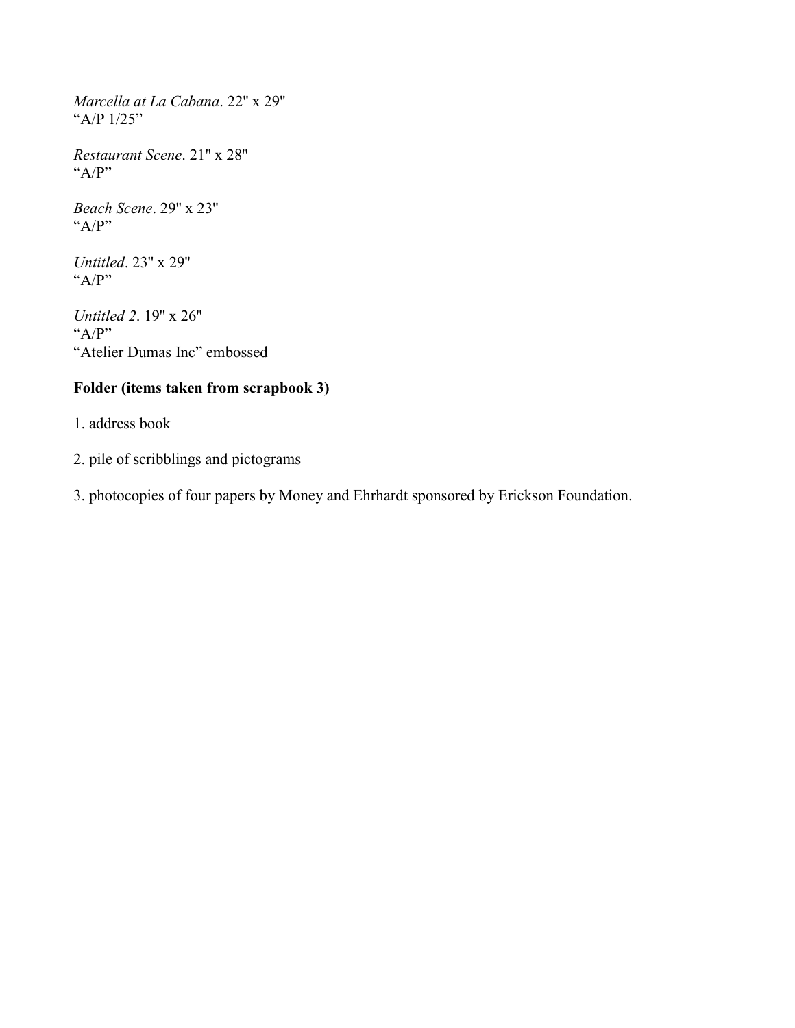*Marcella at La Cabana*. 22" x 29"
"A/P 1/25"

*Restaurant Scene*. 21" x 28"
"A/P"

*Beach Scene*. 29" x 23"
"A/P"

*Untitled*. 23" x 29"
"A/P"

*Untitled 2*. 19" x 26"
"A/P"
"Atelier Dumas Inc" embossed

**Folder (items taken from scrapbook 3)**

1. address book

2. pile of scribblings and pictograms

3. photocopies of four papers by Money and Ehrhardt sponsored by Erickson Foundation.